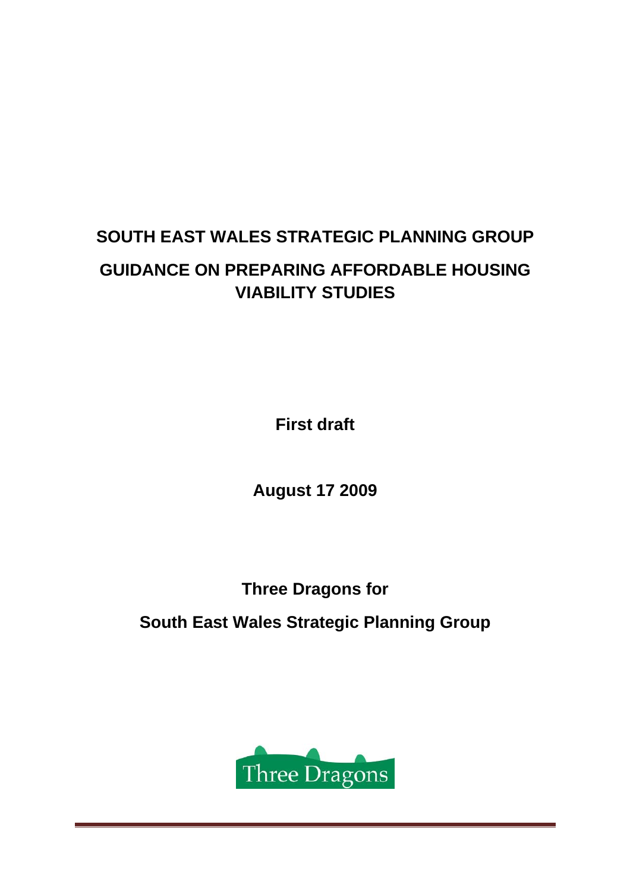# SOUTH EAST WALES STRATEGIC PLANNING GROUP

## GUIDANCE ON PREPARING AFFORDABLE HOUSING VIABILITY STUDIES

**First draft**

**August 17 2009**

**Three Dragons for**

**South East Wales Strategic Planning Group**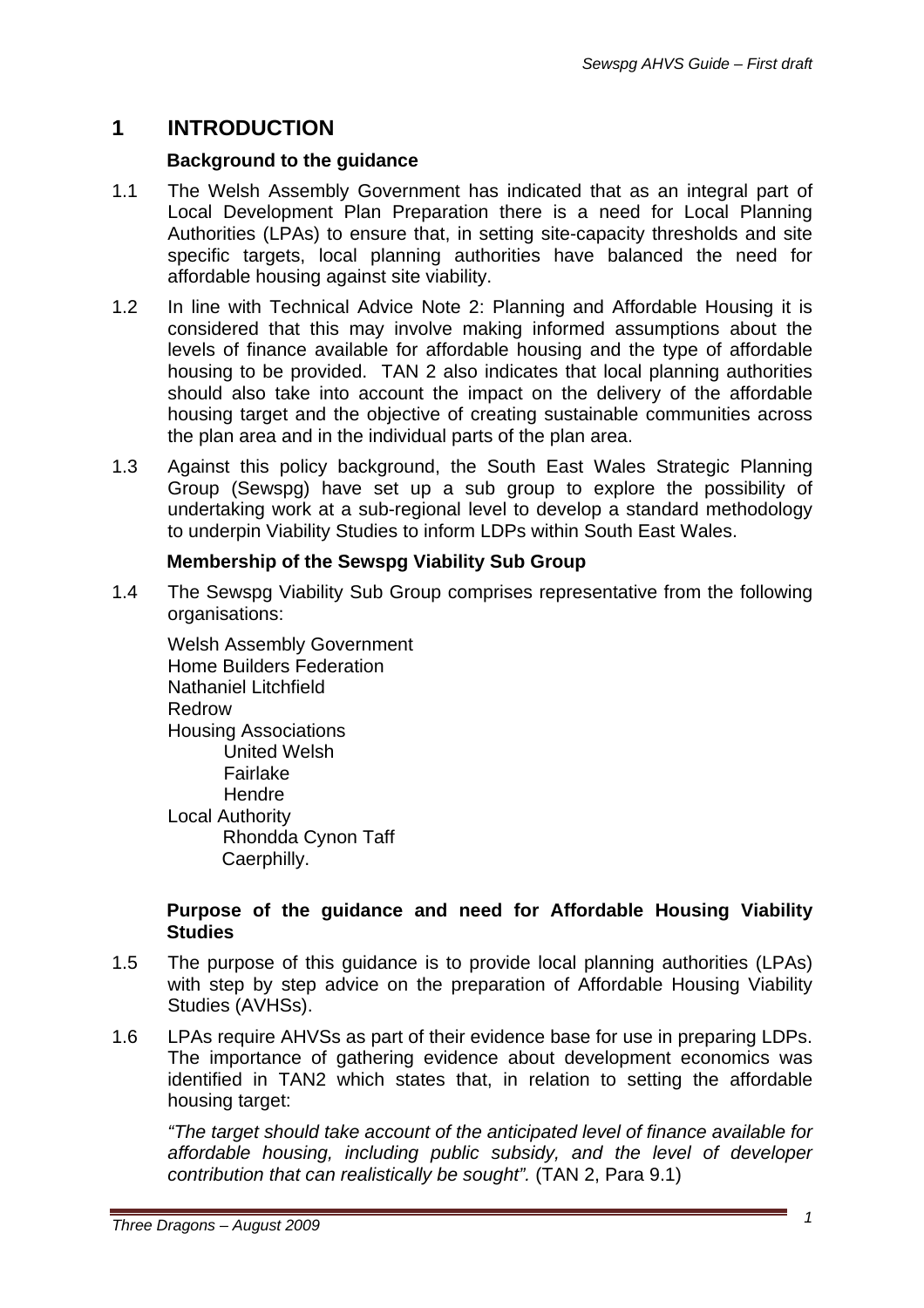# 1 INTRODUCTION

### Background to the guidance

1.1 The Welsh Assembly Government has indicated that as an integral part of Local Development Plan Preparation there is a need for Local Planning Authorities (LPAs) to ensure that, in setting site-capacity thresholds and site specific targets, local planning authorities have balanced the need for affordable housing against site viability.

1.2 In line with Technical Advice Note 2: Planning and Affordable Housing it is considered that this may involve making informed assumptions about the levels of finance available for affordable housing and the type of affordable housing to be provided. TAN 2 also indicates that local planning authorities should also take into account the impact on the delivery of the affordable housing target and the objective of creating sustainable communities across the plan area and in the individual parts of the plan area.

1.3 Against this policy background, the South East Wales Strategic Planning Group (Sewspg) have set up a sub group to explore the possibility of undertaking work at a sub-regional level to develop a standard methodology to underpin Viability Studies to inform LDPs within South East Wales.

### Membership of the Sewspg Viability Sub Group

1.4 The Sewspg Viability Sub Group comprises representative from the following organisations:

Welsh Assembly Government
Home Builders Federation
Nathaniel Litchfield
Redrow
Housing Associations
- United Welsh
- Fairlake
- Hendre

Local Authority
- Rhondda Cynon Taff
- Caerphilly.

### Purpose of the guidance and need for Affordable Housing Viability Studies

1.5 The purpose of this guidance is to provide local planning authorities (LPAs) with step by step advice on the preparation of Affordable Housing Viability Studies (AVHSs).

1.6 LPAs require AHVSs as part of their evidence base for use in preparing LDPs. The importance of gathering evidence about development economics was identified in TAN2 which states that, in relation to setting the affordable housing target:

*"The target should take account of the anticipated level of finance available for affordable housing, including public subsidy, and the level of developer contribution that can realistically be sought".* (TAN 2, Para 9.1)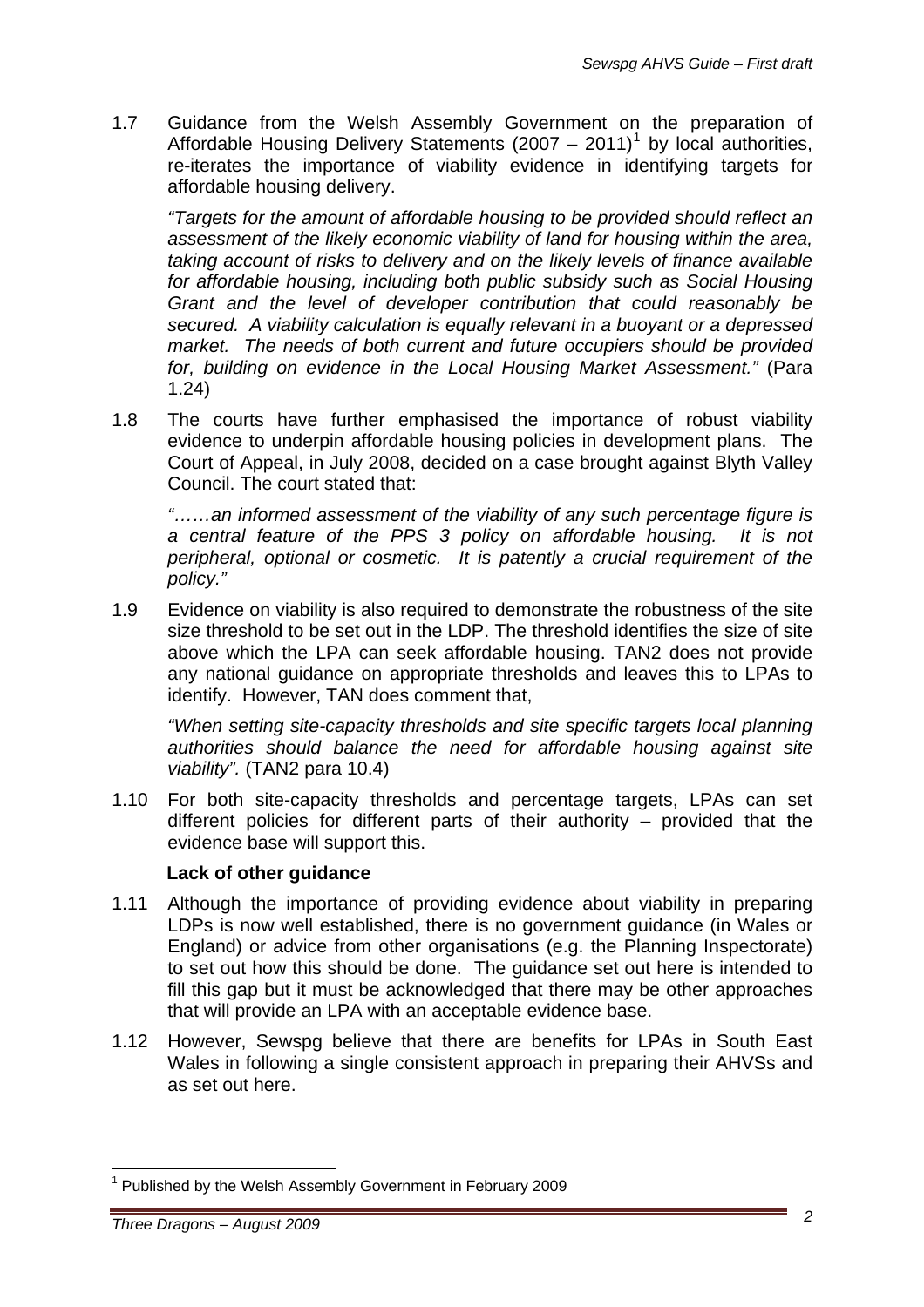1.7 Guidance from the Welsh Assembly Government on the preparation of Affordable Housing Delivery Statements (2007 – 2011)[1] by local authorities, re-iterates the importance of viability evidence in identifying targets for affordable housing delivery.

*"Targets for the amount of affordable housing to be provided should reflect an assessment of the likely economic viability of land for housing within the area, taking account of risks to delivery and on the likely levels of finance available for affordable housing, including both public subsidy such as Social Housing Grant and the level of developer contribution that could reasonably be secured. A viability calculation is equally relevant in a buoyant or a depressed market. The needs of both current and future occupiers should be provided for, building on evidence in the Local Housing Market Assessment."* (Para 1.24)

1.8 The courts have further emphasised the importance of robust viability evidence to underpin affordable housing policies in development plans. The Court of Appeal, in July 2008, decided on a case brought against Blyth Valley Council. The court stated that:

*"……an informed assessment of the viability of any such percentage figure is a central feature of the PPS 3 policy on affordable housing. It is not peripheral, optional or cosmetic. It is patently a crucial requirement of the policy."*

1.9 Evidence on viability is also required to demonstrate the robustness of the site size threshold to be set out in the LDP. The threshold identifies the size of site above which the LPA can seek affordable housing. TAN2 does not provide any national guidance on appropriate thresholds and leaves this to LPAs to identify. However, TAN does comment that,

*"When setting site-capacity thresholds and site specific targets local planning authorities should balance the need for affordable housing against site viability".* (TAN2 para 10.4)

1.10 For both site-capacity thresholds and percentage targets, LPAs can set different policies for different parts of their authority – provided that the evidence base will support this.

**Lack of other guidance**

1.11 Although the importance of providing evidence about viability in preparing LDPs is now well established, there is no government guidance (in Wales or England) or advice from other organisations (e.g. the Planning Inspectorate) to set out how this should be done. The guidance set out here is intended to fill this gap but it must be acknowledged that there may be other approaches that will provide an LPA with an acceptable evidence base.

1.12 However, Sewspg believe that there are benefits for LPAs in South East Wales in following a single consistent approach in preparing their AHVSs and as set out here.

[1] Published by the Welsh Assembly Government in February 2009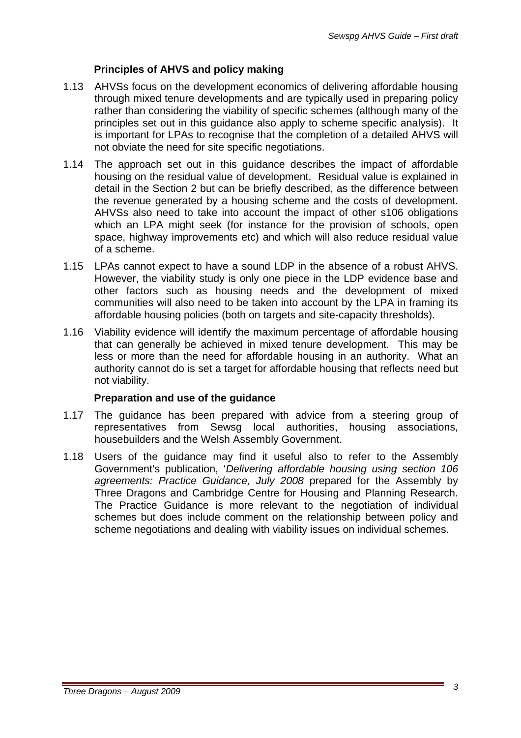### Principles of AHVS and policy making

1.13 AHVSs focus on the development economics of delivering affordable housing through mixed tenure developments and are typically used in preparing policy rather than considering the viability of specific schemes (although many of the principles set out in this guidance also apply to scheme specific analysis). It is important for LPAs to recognise that the completion of a detailed AHVS will not obviate the need for site specific negotiations.

1.14 The approach set out in this guidance describes the impact of affordable housing on the residual value of development. Residual value is explained in detail in the Section 2 but can be briefly described, as the difference between the revenue generated by a housing scheme and the costs of development. AHVSs also need to take into account the impact of other s106 obligations which an LPA might seek (for instance for the provision of schools, open space, highway improvements etc) and which will also reduce residual value of a scheme.

1.15 LPAs cannot expect to have a sound LDP in the absence of a robust AHVS. However, the viability study is only one piece in the LDP evidence base and other factors such as housing needs and the development of mixed communities will also need to be taken into account by the LPA in framing its affordable housing policies (both on targets and site-capacity thresholds).

1.16 Viability evidence will identify the maximum percentage of affordable housing that can generally be achieved in mixed tenure development. This may be less or more than the need for affordable housing in an authority. What an authority cannot do is set a target for affordable housing that reflects need but not viability.

### Preparation and use of the guidance

1.17 The guidance has been prepared with advice from a steering group of representatives from Sewsg local authorities, housing associations, housebuilders and the Welsh Assembly Government.

1.18 Users of the guidance may find it useful also to refer to the Assembly Government's publication, '*Delivering affordable housing using section 106 agreements: Practice Guidance, July 2008* prepared for the Assembly by Three Dragons and Cambridge Centre for Housing and Planning Research. The Practice Guidance is more relevant to the negotiation of individual schemes but does include comment on the relationship between policy and scheme negotiations and dealing with viability issues on individual schemes.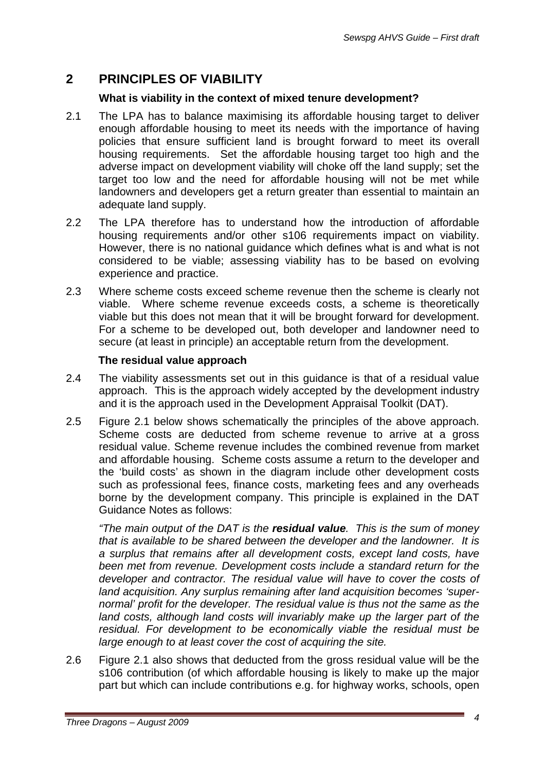## 2 PRINCIPLES OF VIABILITY

### What is viability in the context of mixed tenure development?

2.1 The LPA has to balance maximising its affordable housing target to deliver enough affordable housing to meet its needs with the importance of having policies that ensure sufficient land is brought forward to meet its overall housing requirements. Set the affordable housing target too high and the adverse impact on development viability will choke off the land supply; set the target too low and the need for affordable housing will not be met while landowners and developers get a return greater than essential to maintain an adequate land supply.

2.2 The LPA therefore has to understand how the introduction of affordable housing requirements and/or other s106 requirements impact on viability. However, there is no national guidance which defines what is and what is not considered to be viable; assessing viability has to be based on evolving experience and practice.

2.3 Where scheme costs exceed scheme revenue then the scheme is clearly not viable. Where scheme revenue exceeds costs, a scheme is theoretically viable but this does not mean that it will be brought forward for development. For a scheme to be developed out, both developer and landowner need to secure (at least in principle) an acceptable return from the development.

### The residual value approach

2.4 The viability assessments set out in this guidance is that of a residual value approach. This is the approach widely accepted by the development industry and it is the approach used in the Development Appraisal Toolkit (DAT).

2.5 Figure 2.1 below shows schematically the principles of the above approach. Scheme costs are deducted from scheme revenue to arrive at a gross residual value. Scheme revenue includes the combined revenue from market and affordable housing. Scheme costs assume a return to the developer and the 'build costs' as shown in the diagram include other development costs such as professional fees, finance costs, marketing fees and any overheads borne by the development company. This principle is explained in the DAT Guidance Notes as follows:

*"The main output of the DAT is the **residual value**. This is the sum of money that is available to be shared between the developer and the landowner. It is a surplus that remains after all development costs, except land costs, have been met from revenue. Development costs include a standard return for the developer and contractor. The residual value will have to cover the costs of land acquisition. Any surplus remaining after land acquisition becomes 'super-normal' profit for the developer. The residual value is thus not the same as the land costs, although land costs will invariably make up the larger part of the residual. For development to be economically viable the residual must be large enough to at least cover the cost of acquiring the site.*

2.6 Figure 2.1 also shows that deducted from the gross residual value will be the s106 contribution (of which affordable housing is likely to make up the major part but which can include contributions e.g. for highway works, schools, open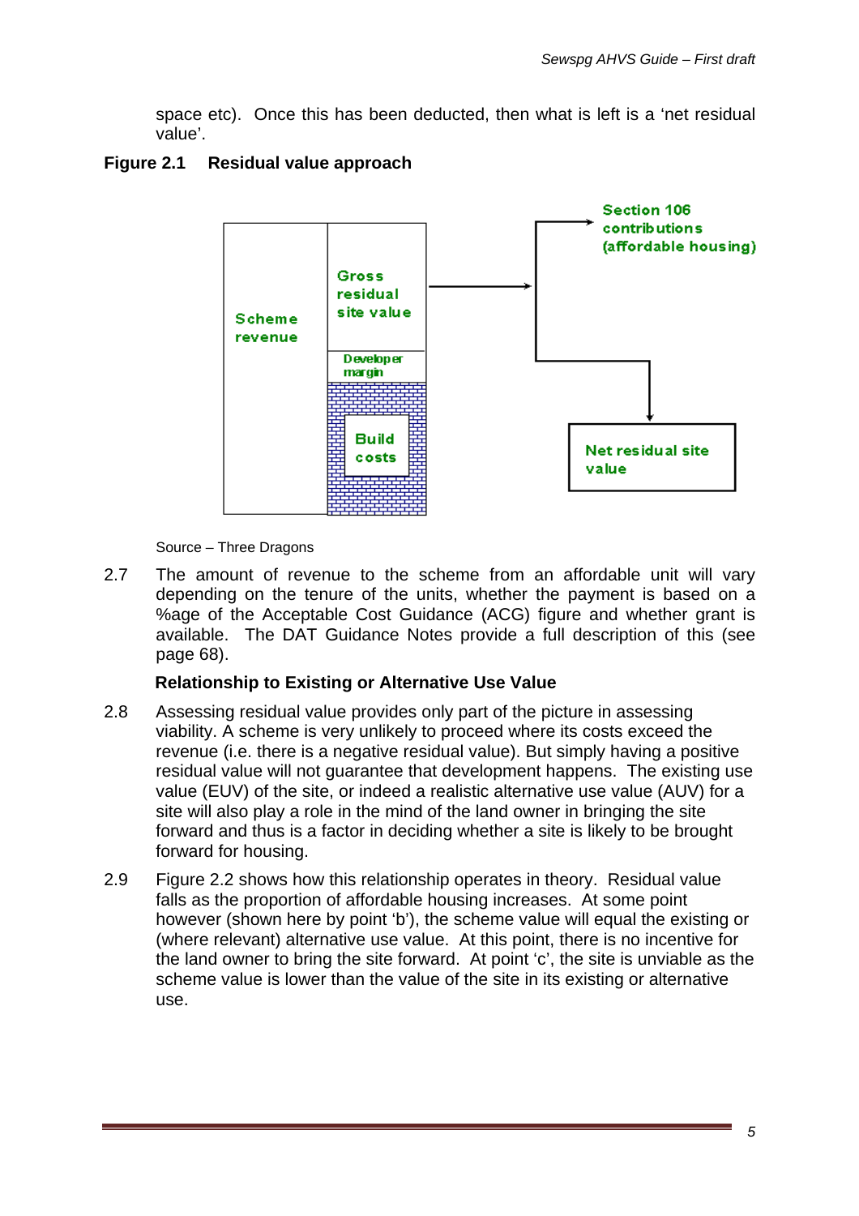space etc). Once this has been deducted, then what is left is a 'net residual value'.

**Figure 2.1 Residual value approach**

Scheme revenue

Gross residual site value

Developer margin

Build costs

Section 106 contributions (affordable housing)

Net residual site value

Source – Three Dragons

2.7 The amount of revenue to the scheme from an affordable unit will vary depending on the tenure of the units, whether the payment is based on a %age of the Acceptable Cost Guidance (ACG) figure and whether grant is available. The DAT Guidance Notes provide a full description of this (see page 68).

**Relationship to Existing or Alternative Use Value**

2.8 Assessing residual value provides only part of the picture in assessing viability. A scheme is very unlikely to proceed where its costs exceed the revenue (i.e. there is a negative residual value). But simply having a positive residual value will not guarantee that development happens. The existing use value (EUV) of the site, or indeed a realistic alternative use value (AUV) for a site will also play a role in the mind of the land owner in bringing the site forward and thus is a factor in deciding whether a site is likely to be brought forward for housing.

2.9 Figure 2.2 shows how this relationship operates in theory. Residual value falls as the proportion of affordable housing increases. At some point however (shown here by point 'b'), the scheme value will equal the existing or (where relevant) alternative use value. At this point, there is no incentive for the land owner to bring the site forward. At point 'c', the site is unviable as the scheme value is lower than the value of the site in its existing or alternative use.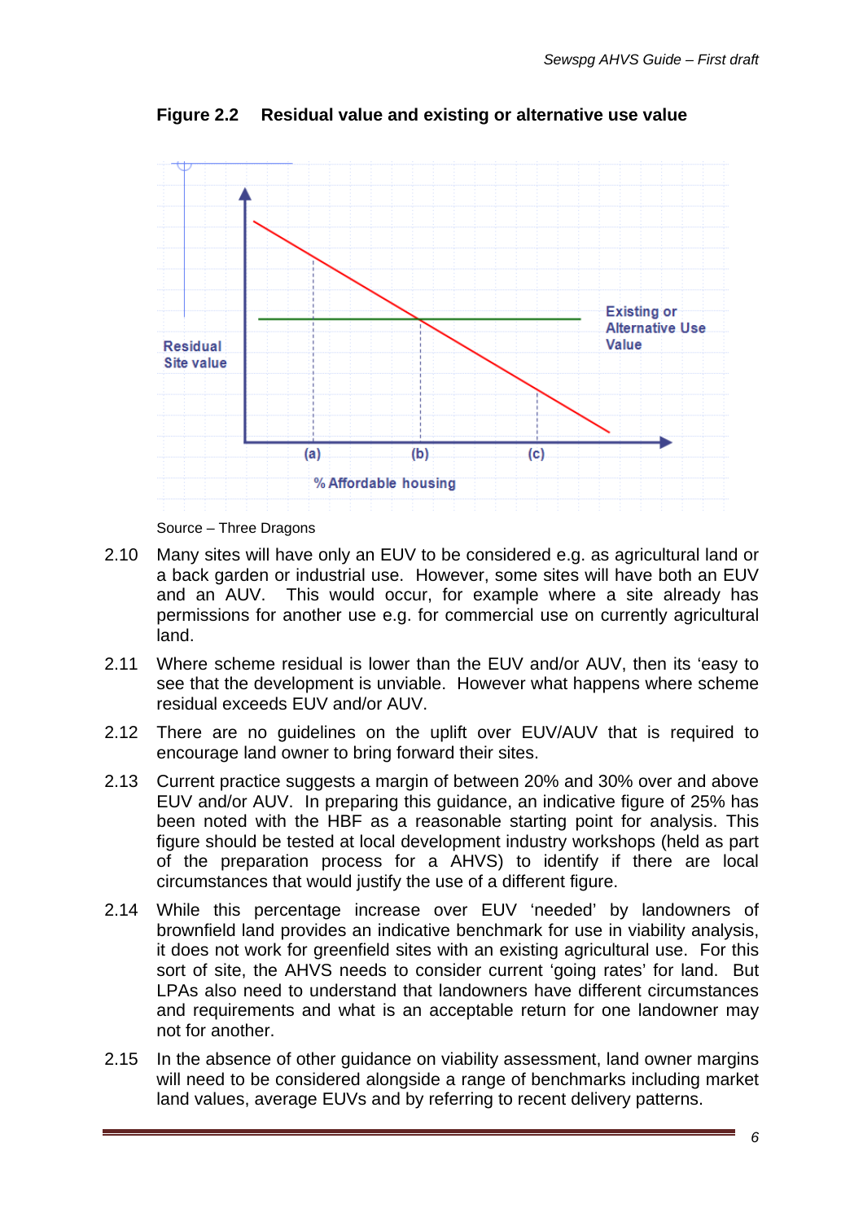**Figure 2.2 Residual value and existing or alternative use value**

Source – Three Dragons

2.10 Many sites will have only an EUV to be considered e.g. as agricultural land or a back garden or industrial use. However, some sites will have both an EUV and an AUV. This would occur, for example where a site already has permissions for another use e.g. for commercial use on currently agricultural land.

2.11 Where scheme residual is lower than the EUV and/or AUV, then its 'easy to see that the development is unviable. However what happens where scheme residual exceeds EUV and/or AUV.

2.12 There are no guidelines on the uplift over EUV/AUV that is required to encourage land owner to bring forward their sites.

2.13 Current practice suggests a margin of between 20% and 30% over and above EUV and/or AUV. In preparing this guidance, an indicative figure of 25% has been noted with the HBF as a reasonable starting point for analysis. This figure should be tested at local development industry workshops (held as part of the preparation process for a AHVS) to identify if there are local circumstances that would justify the use of a different figure.

2.14 While this percentage increase over EUV 'needed' by landowners of brownfield land provides an indicative benchmark for use in viability analysis, it does not work for greenfield sites with an existing agricultural use. For this sort of site, the AHVS needs to consider current 'going rates' for land. But LPAs also need to understand that landowners have different circumstances and requirements and what is an acceptable return for one landowner may not for another.

2.15 In the absence of other guidance on viability assessment, land owner margins will need to be considered alongside a range of benchmarks including market land values, average EUVs and by referring to recent delivery patterns.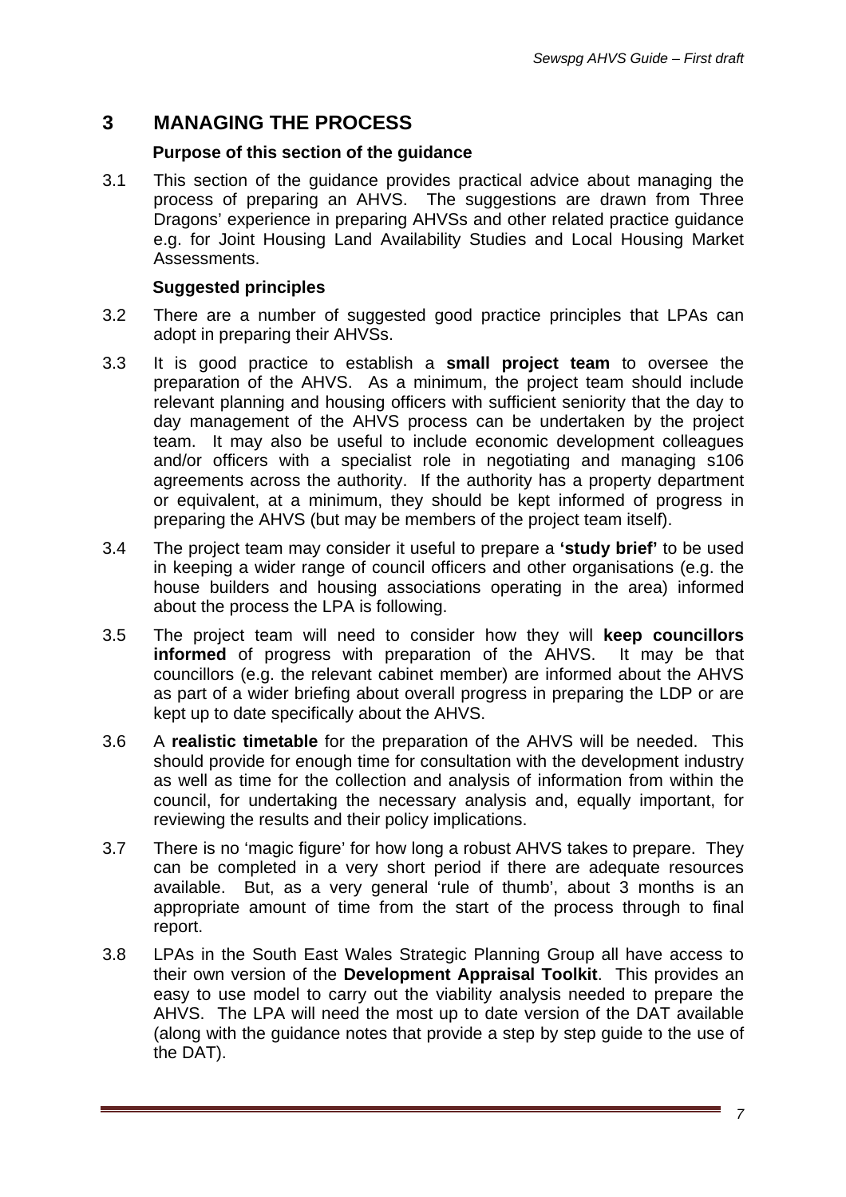# 3 MANAGING THE PROCESS

**Purpose of this section of the guidance**

3.1 This section of the guidance provides practical advice about managing the process of preparing an AHVS. The suggestions are drawn from Three Dragons' experience in preparing AHVSs and other related practice guidance e.g. for Joint Housing Land Availability Studies and Local Housing Market Assessments.

**Suggested principles**

3.2 There are a number of suggested good practice principles that LPAs can adopt in preparing their AHVSs.

3.3 It is good practice to establish a **small project team** to oversee the preparation of the AHVS. As a minimum, the project team should include relevant planning and housing officers with sufficient seniority that the day to day management of the AHVS process can be undertaken by the project team. It may also be useful to include economic development colleagues and/or officers with a specialist role in negotiating and managing s106 agreements across the authority. If the authority has a property department or equivalent, at a minimum, they should be kept informed of progress in preparing the AHVS (but may be members of the project team itself).

3.4 The project team may consider it useful to prepare a **'study brief'** to be used in keeping a wider range of council officers and other organisations (e.g. the house builders and housing associations operating in the area) informed about the process the LPA is following.

3.5 The project team will need to consider how they will **keep councillors informed** of progress with preparation of the AHVS. It may be that councillors (e.g. the relevant cabinet member) are informed about the AHVS as part of a wider briefing about overall progress in preparing the LDP or are kept up to date specifically about the AHVS.

3.6 A **realistic timetable** for the preparation of the AHVS will be needed. This should provide for enough time for consultation with the development industry as well as time for the collection and analysis of information from within the council, for undertaking the necessary analysis and, equally important, for reviewing the results and their policy implications.

3.7 There is no 'magic figure' for how long a robust AHVS takes to prepare. They can be completed in a very short period if there are adequate resources available. But, as a very general 'rule of thumb', about 3 months is an appropriate amount of time from the start of the process through to final report.

3.8 LPAs in the South East Wales Strategic Planning Group all have access to their own version of the **Development Appraisal Toolkit**. This provides an easy to use model to carry out the viability analysis needed to prepare the AHVS. The LPA will need the most up to date version of the DAT available (along with the guidance notes that provide a step by step guide to the use of the DAT).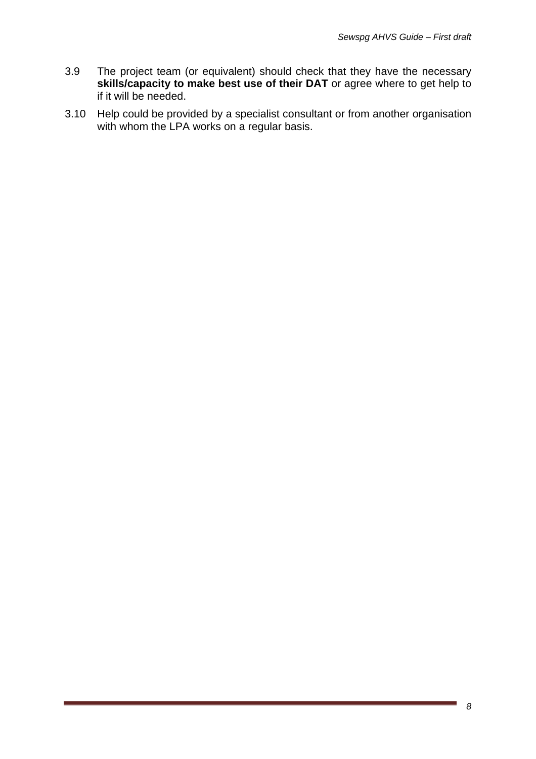3.9 The project team (or equivalent) should check that they have the necessary **skills/capacity to make best use of their DAT** or agree where to get help to if it will be needed.

3.10 Help could be provided by a specialist consultant or from another organisation with whom the LPA works on a regular basis.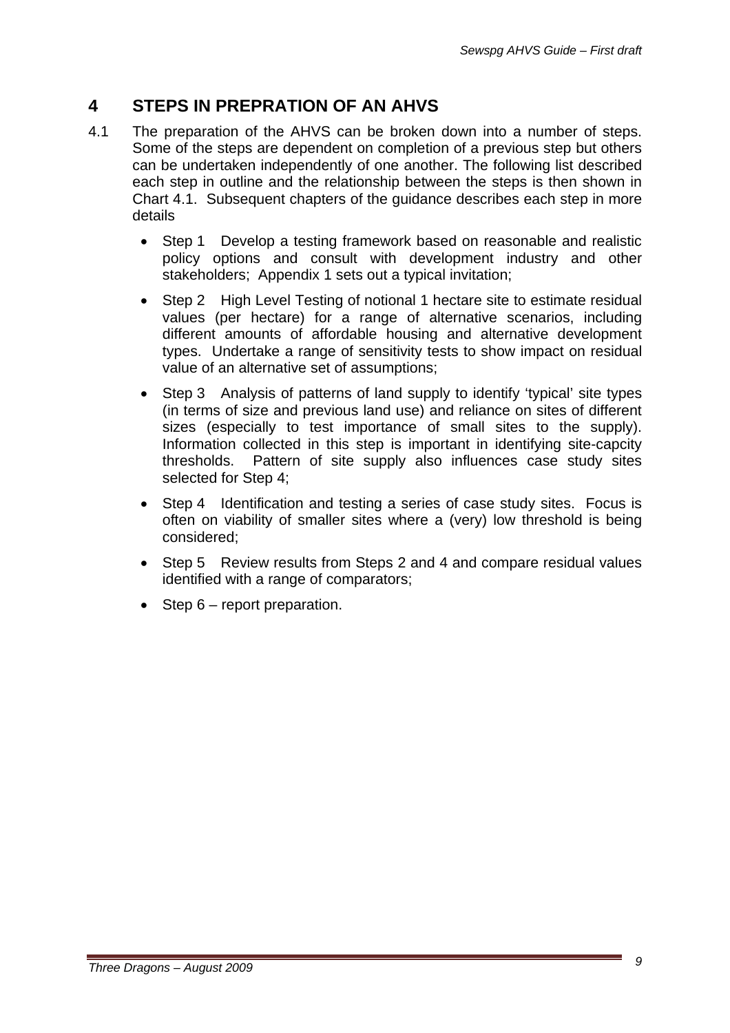## 4 STEPS IN PREPRATION OF AN AHVS

4.1 The preparation of the AHVS can be broken down into a number of steps. Some of the steps are dependent on completion of a previous step but others can be undertaken independently of one another. The following list described each step in outline and the relationship between the steps is then shown in Chart 4.1. Subsequent chapters of the guidance describes each step in more details

- Step 1 Develop a testing framework based on reasonable and realistic policy options and consult with development industry and other stakeholders; Appendix 1 sets out a typical invitation;
- Step 2 High Level Testing of notional 1 hectare site to estimate residual values (per hectare) for a range of alternative scenarios, including different amounts of affordable housing and alternative development types. Undertake a range of sensitivity tests to show impact on residual value of an alternative set of assumptions;
- Step 3 Analysis of patterns of land supply to identify 'typical' site types (in terms of size and previous land use) and reliance on sites of different sizes (especially to test importance of small sites to the supply). Information collected in this step is important in identifying site-capcity thresholds. Pattern of site supply also influences case study sites selected for Step 4;
- Step 4 Identification and testing a series of case study sites. Focus is often on viability of smaller sites where a (very) low threshold is being considered;
- Step 5 Review results from Steps 2 and 4 and compare residual values identified with a range of comparators;
- Step 6 – report preparation.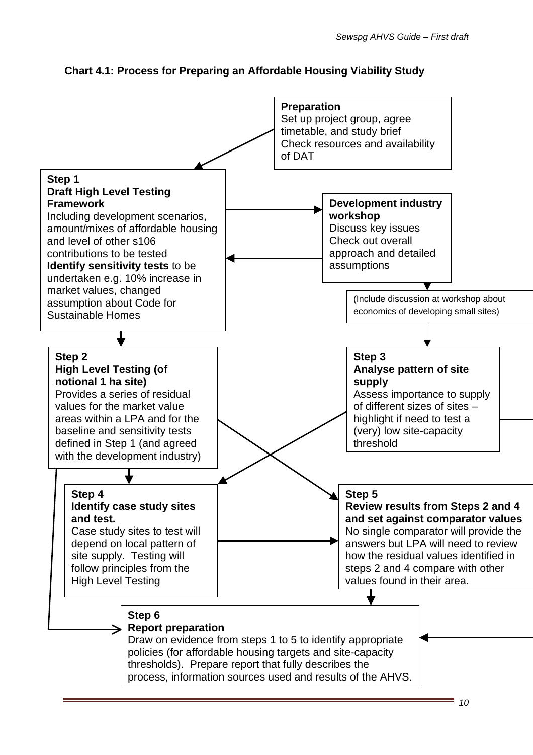**Chart 4.1: Process for Preparing an Affordable Housing Viability Study**

**Preparation**
Set up project group, agree timetable, and study brief
Check resources and availability of DAT

**Step 1**
**Draft High Level Testing Framework**
Including development scenarios, amount/mixes of affordable housing and level of other s106 contributions to be tested
**Identify sensitivity tests** to be undertaken e.g. 10% increase in market values, changed assumption about Code for Sustainable Homes

**Development industry workshop**
Discuss key issues
Check out overall approach and detailed assumptions

(Include discussion at workshop about economics of developing small sites)

**Step 2**
**High Level Testing (of notional 1 ha site)**
Provides a series of residual values for the market value areas within a LPA and for the baseline and sensitivity tests defined in Step 1 (and agreed with the development industry)

**Step 3**
**Analyse pattern of site supply**
Assess importance to supply of different sizes of sites – highlight if need to test a (very) low site-capacity threshold

**Step 4**
**Identify case study sites and test.**
Case study sites to test will depend on local pattern of site supply. Testing will follow principles from the High Level Testing

**Step 5**
**Review results from Steps 2 and 4 and set against comparator values**
No single comparator will provide the answers but LPA will need to review how the residual values identified in steps 2 and 4 compare with other values found in their area.

**Step 6**
**Report preparation**
Draw on evidence from steps 1 to 5 to identify appropriate policies (for affordable housing targets and site-capacity thresholds). Prepare report that fully describes the process, information sources used and results of the AHVS.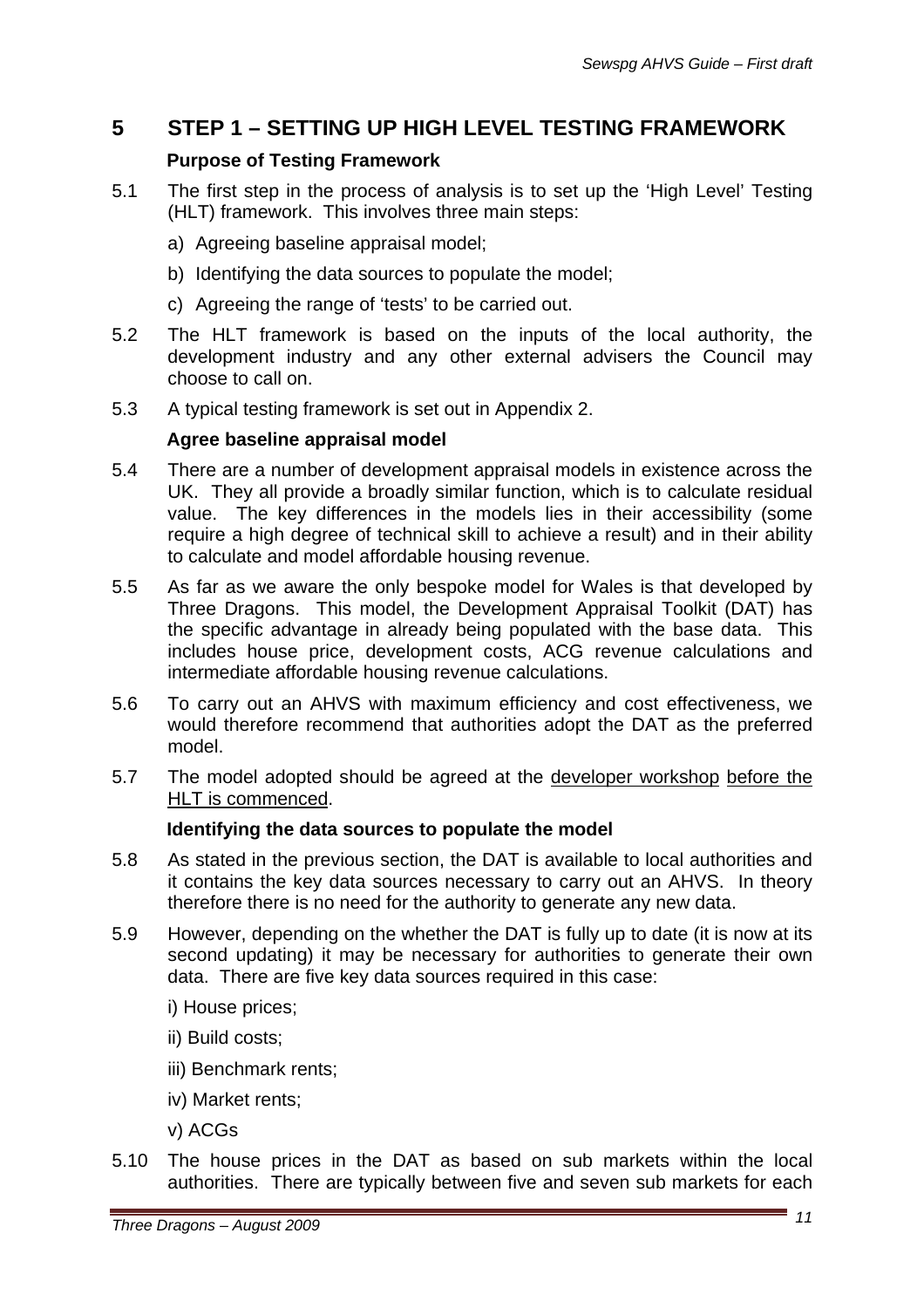# 5 STEP 1 – SETTING UP HIGH LEVEL TESTING FRAMEWORK

### Purpose of Testing Framework

5.1 The first step in the process of analysis is to set up the 'High Level' Testing (HLT) framework. This involves three main steps:

a) Agreeing baseline appraisal model;

b) Identifying the data sources to populate the model;

c) Agreeing the range of 'tests' to be carried out.

5.2 The HLT framework is based on the inputs of the local authority, the development industry and any other external advisers the Council may choose to call on.

5.3 A typical testing framework is set out in Appendix 2.

### Agree baseline appraisal model

5.4 There are a number of development appraisal models in existence across the UK. They all provide a broadly similar function, which is to calculate residual value. The key differences in the models lies in their accessibility (some require a high degree of technical skill to achieve a result) and in their ability to calculate and model affordable housing revenue.

5.5 As far as we aware the only bespoke model for Wales is that developed by Three Dragons. This model, the Development Appraisal Toolkit (DAT) has the specific advantage in already being populated with the base data. This includes house price, development costs, ACG revenue calculations and intermediate affordable housing revenue calculations.

5.6 To carry out an AHVS with maximum efficiency and cost effectiveness, we would therefore recommend that authorities adopt the DAT as the preferred model.

5.7 The model adopted should be agreed at the <u>developer workshop</u> <u>before the HLT is commenced</u>.

### Identifying the data sources to populate the model

5.8 As stated in the previous section, the DAT is available to local authorities and it contains the key data sources necessary to carry out an AHVS. In theory therefore there is no need for the authority to generate any new data.

5.9 However, depending on the whether the DAT is fully up to date (it is now at its second updating) it may be necessary for authorities to generate their own data. There are five key data sources required in this case:

i) House prices;

ii) Build costs;

iii) Benchmark rents;

iv) Market rents;

v) ACGs

5.10 The house prices in the DAT as based on sub markets within the local authorities. There are typically between five and seven sub markets for each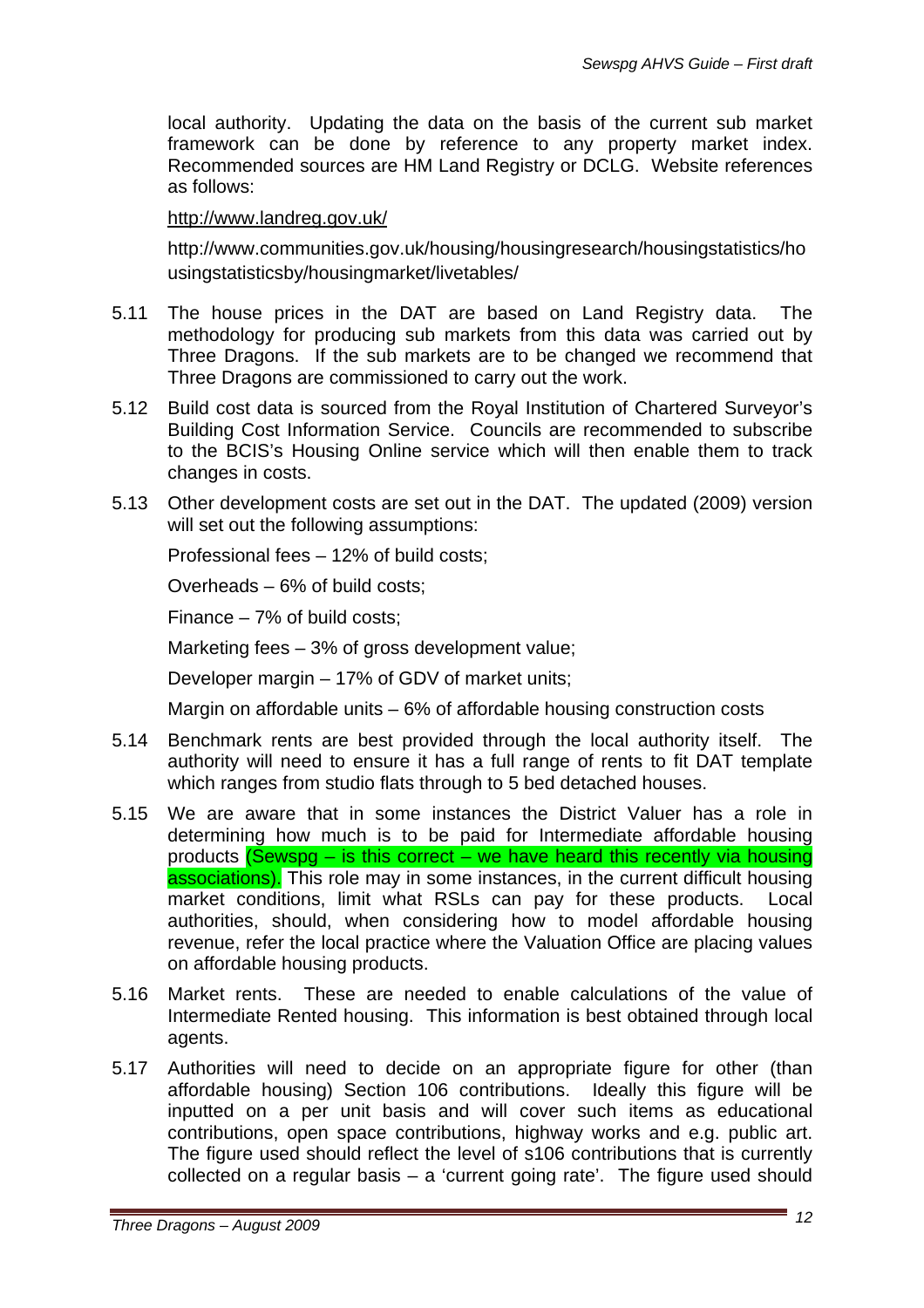local authority. Updating the data on the basis of the current sub market framework can be done by reference to any property market index. Recommended sources are HM Land Registry or DCLG. Website references as follows:

http://www.landreg.gov.uk/

http://www.communities.gov.uk/housing/housingresearch/housingstatistics/housingstatisticsby/housingmarket/livetables/

5.11 The house prices in the DAT are based on Land Registry data. The methodology for producing sub markets from this data was carried out by Three Dragons. If the sub markets are to be changed we recommend that Three Dragons are commissioned to carry out the work.

5.12 Build cost data is sourced from the Royal Institution of Chartered Surveyor's Building Cost Information Service. Councils are recommended to subscribe to the BCIS's Housing Online service which will then enable them to track changes in costs.

5.13 Other development costs are set out in the DAT. The updated (2009) version will set out the following assumptions:

Professional fees – 12% of build costs;

Overheads – 6% of build costs;

Finance – 7% of build costs;

Marketing fees – 3% of gross development value;

Developer margin – 17% of GDV of market units;

Margin on affordable units – 6% of affordable housing construction costs

5.14 Benchmark rents are best provided through the local authority itself. The authority will need to ensure it has a full range of rents to fit DAT template which ranges from studio flats through to 5 bed detached houses.

5.15 We are aware that in some instances the District Valuer has a role in determining how much is to be paid for Intermediate affordable housing products (Sewspg – is this correct – we have heard this recently via housing associations). This role may in some instances, in the current difficult housing market conditions, limit what RSLs can pay for these products. Local authorities, should, when considering how to model affordable housing revenue, refer the local practice where the Valuation Office are placing values on affordable housing products.

5.16 Market rents. These are needed to enable calculations of the value of Intermediate Rented housing. This information is best obtained through local agents.

5.17 Authorities will need to decide on an appropriate figure for other (than affordable housing) Section 106 contributions. Ideally this figure will be inputted on a per unit basis and will cover such items as educational contributions, open space contributions, highway works and e.g. public art. The figure used should reflect the level of s106 contributions that is currently collected on a regular basis – a 'current going rate'. The figure used should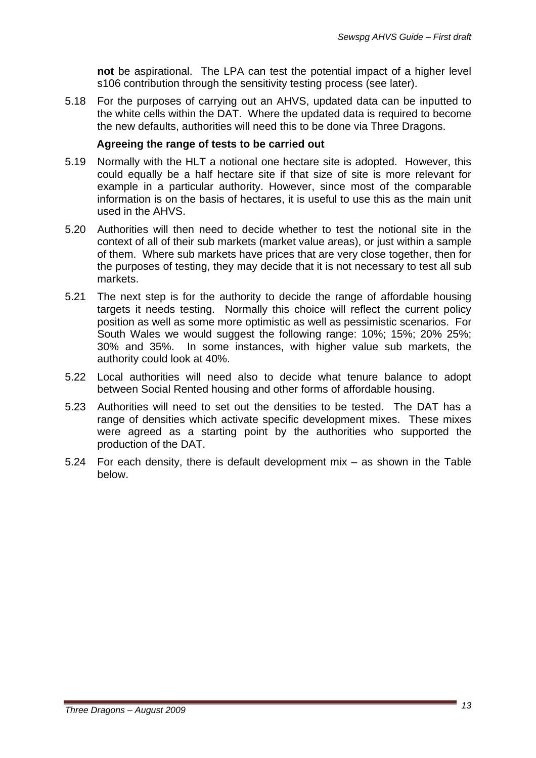**not** be aspirational. The LPA can test the potential impact of a higher level s106 contribution through the sensitivity testing process (see later).

5.18 For the purposes of carrying out an AHVS, updated data can be inputted to the white cells within the DAT. Where the updated data is required to become the new defaults, authorities will need this to be done via Three Dragons.

**Agreeing the range of tests to be carried out**

5.19 Normally with the HLT a notional one hectare site is adopted. However, this could equally be a half hectare site if that size of site is more relevant for example in a particular authority. However, since most of the comparable information is on the basis of hectares, it is useful to use this as the main unit used in the AHVS.

5.20 Authorities will then need to decide whether to test the notional site in the context of all of their sub markets (market value areas), or just within a sample of them. Where sub markets have prices that are very close together, then for the purposes of testing, they may decide that it is not necessary to test all sub markets.

5.21 The next step is for the authority to decide the range of affordable housing targets it needs testing. Normally this choice will reflect the current policy position as well as some more optimistic as well as pessimistic scenarios. For South Wales we would suggest the following range: 10%; 15%; 20% 25%; 30% and 35%. In some instances, with higher value sub markets, the authority could look at 40%.

5.22 Local authorities will need also to decide what tenure balance to adopt between Social Rented housing and other forms of affordable housing.

5.23 Authorities will need to set out the densities to be tested. The DAT has a range of densities which activate specific development mixes. These mixes were agreed as a starting point by the authorities who supported the production of the DAT.

5.24 For each density, there is default development mix – as shown in the Table below.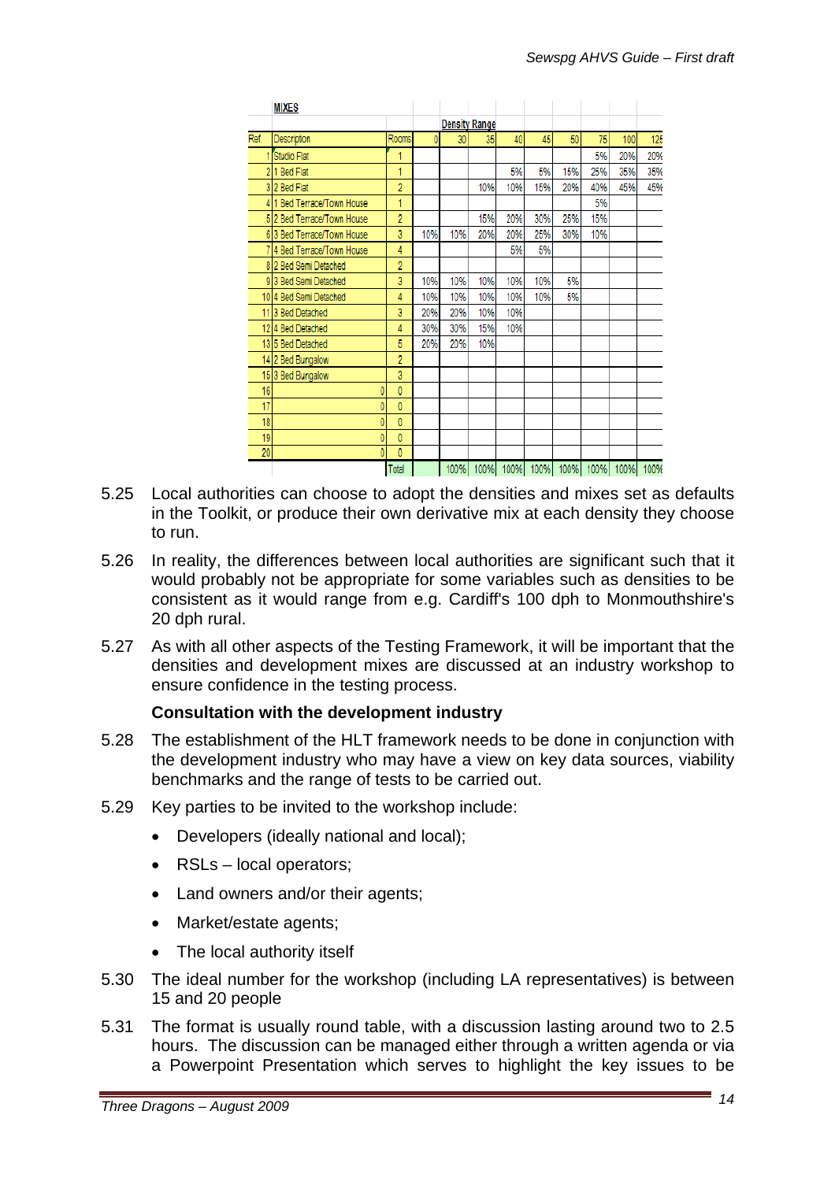**MIXES**

| Ref. | Description | Rooms | 0 | 30 | 35 | 40 | 45 | 50 | 75 | 100 | 125 |
|---|---|---|---|---|---|---|---|---|---|---|---|
| | | | Density Range | | | | | | | | |
| 1 | Studio Flat | 1 | | | | | | | 5% | 20% | 20% |
| 2 | 1 Bed Flat | 1 | | | | 5% | 5% | 15% | 25% | 35% | 35% |
| 3 | 2 Bed Flat | 2 | | | 10% | 10% | 15% | 20% | 40% | 45% | 45% |
| 4 | 1 Bed Terrace/Town House | 1 | | | | | | | 5% | | |
| 5 | 2 Bed Terrace/Town House | 2 | | | 15% | 20% | 30% | 25% | 15% | | |
| 6 | 3 Bed Terrace/Town House | 3 | 10% | 10% | 20% | 20% | 25% | 30% | 10% | | |
| 7 | 4 Bed Terrace/Town House | 4 | | | | 5% | 5% | | | | |
| 8 | 2 Bed Semi Detached | 2 | | | | | | | | | |
| 9 | 3 Bed Semi Detached | 3 | 10% | 10% | 10% | 10% | 10% | 5% | | | |
| 10 | 4 Bed Semi Detached | 4 | 10% | 10% | 10% | 10% | 10% | 5% | | | |
| 11 | 3 Bed Detached | 3 | 20% | 20% | 10% | 10% | | | | | |
| 12 | 4 Bed Detached | 4 | 30% | 30% | 15% | 10% | | | | | |
| 13 | 5 Bed Detached | 5 | 20% | 20% | 10% | | | | | | |
| 14 | 2 Bed Bungalow | 2 | | | | | | | | | |
| 15 | 3 Bed Bungalow | 3 | | | | | | | | | |
| 16 | 0 | 0 | | | | | | | | | |
| 17 | 0 | 0 | | | | | | | | | |
| 18 | 0 | 0 | | | | | | | | | |
| 19 | 0 | 0 | | | | | | | | | |
| 20 | 0 | 0 | | | | | | | | | |
| | | Total | | 100% | 100% | 100% | 100% | 100% | 100% | 100% | 100% |

5.25 Local authorities can choose to adopt the densities and mixes set as defaults in the Toolkit, or produce their own derivative mix at each density they choose to run.

5.26 In reality, the differences between local authorities are significant such that it would probably not be appropriate for some variables such as densities to be consistent as it would range from e.g. Cardiff's 100 dph to Monmouthshire's 20 dph rural.

5.27 As with all other aspects of the Testing Framework, it will be important that the densities and development mixes are discussed at an industry workshop to ensure confidence in the testing process.

**Consultation with the development industry**

5.28 The establishment of the HLT framework needs to be done in conjunction with the development industry who may have a view on key data sources, viability benchmarks and the range of tests to be carried out.

5.29 Key parties to be invited to the workshop include:

- Developers (ideally national and local);
- RSLs – local operators;
- Land owners and/or their agents;
- Market/estate agents;
- The local authority itself

5.30 The ideal number for the workshop (including LA representatives) is between 15 and 20 people

5.31 The format is usually round table, with a discussion lasting around two to 2.5 hours. The discussion can be managed either through a written agenda or via a Powerpoint Presentation which serves to highlight the key issues to be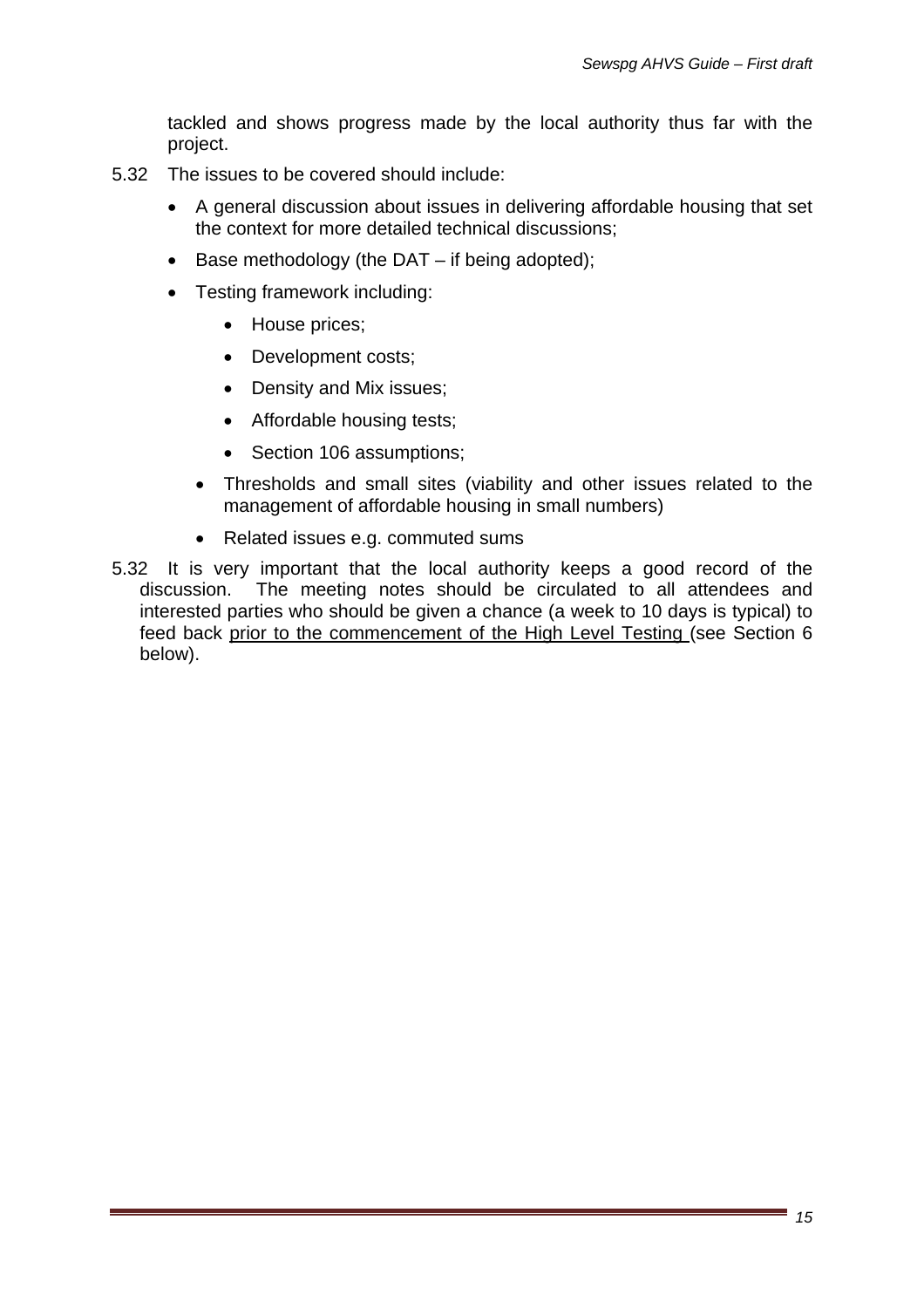tackled and shows progress made by the local authority thus far with the project.

5.32 The issues to be covered should include:

- A general discussion about issues in delivering affordable housing that set the context for more detailed technical discussions;
- Base methodology (the DAT – if being adopted);
- Testing framework including:
  - House prices;
  - Development costs;
  - Density and Mix issues;
  - Affordable housing tests;
  - Section 106 assumptions;
- Thresholds and small sites (viability and other issues related to the management of affordable housing in small numbers)
- Related issues e.g. commuted sums

5.32 It is very important that the local authority keeps a good record of the discussion. The meeting notes should be circulated to all attendees and interested parties who should be given a chance (a week to 10 days is typical) to feed back <u>prior to the commencement of the High Level Testing</u> (see Section 6 below).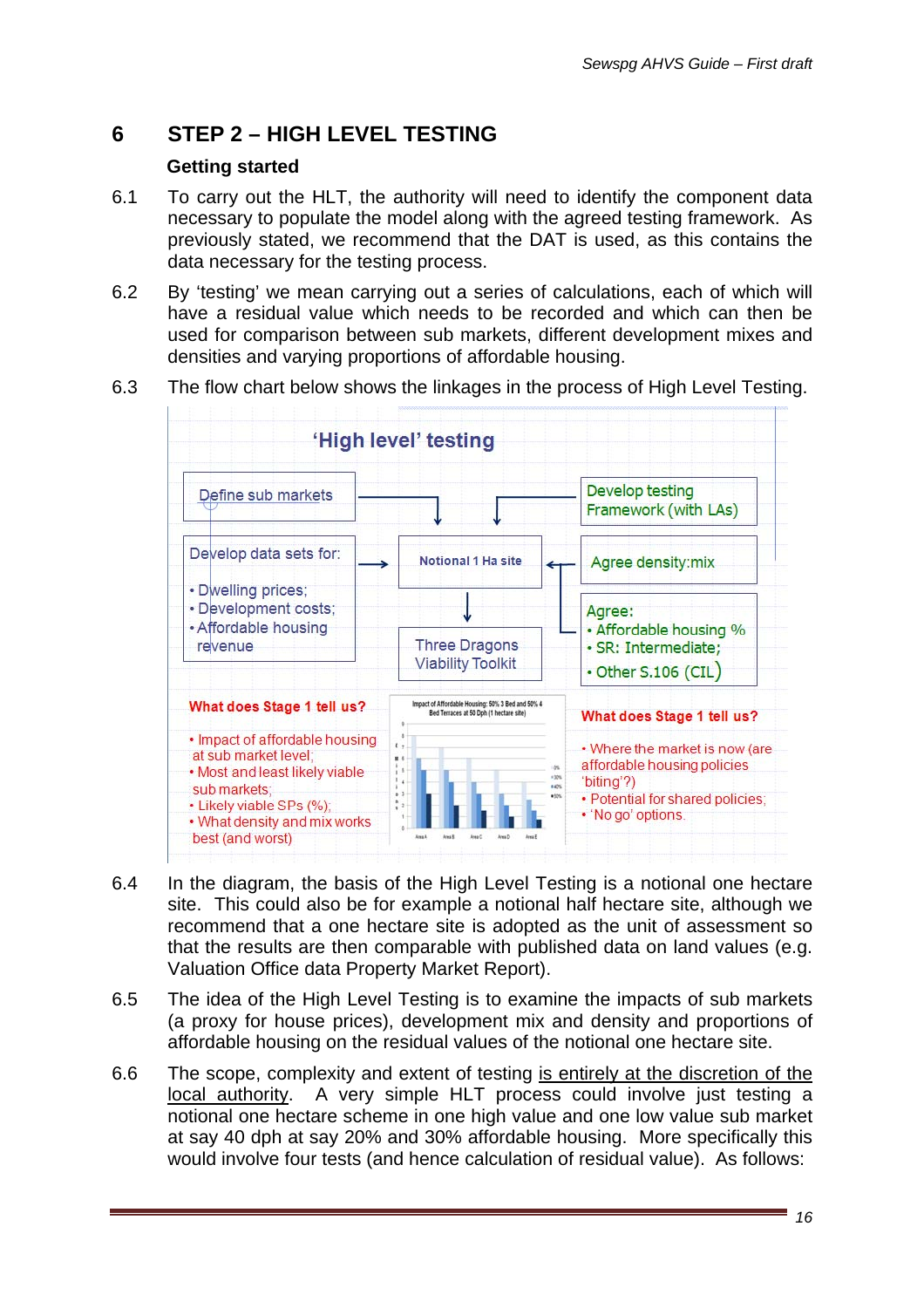# 6 STEP 2 – HIGH LEVEL TESTING

### Getting started

6.1 To carry out the HLT, the authority will need to identify the component data necessary to populate the model along with the agreed testing framework. As previously stated, we recommend that the DAT is used, as this contains the data necessary for the testing process.

6.2 By 'testing' we mean carrying out a series of calculations, each of which will have a residual value which needs to be recorded and which can then be used for comparison between sub markets, different development mixes and densities and varying proportions of affordable housing.

6.3 The flow chart below shows the linkages in the process of High Level Testing.

**'High level' testing**

- Define sub markets
- Develop data sets for:
  - Dwelling prices;
  - Development costs;
  - Affordable housing revenue
- Notional 1 Ha site
- Three Dragons Viability Toolkit
- Develop testing Framework (with LAs)
- Agree density:mix
- Agree:
  - Affordable housing %
  - SR: Intermediate;
  - Other S.106 (CIL)

**What does Stage 1 tell us?**

- Impact of affordable housing at sub market level;
- Most and least likely viable sub markets;
- Likely viable SPs (%);
- What density and mix works best (and worst)

Impact of Affordable Housing: 50% 3 Bed and 50% 4 Bed Terraces at 50 Dph (1 hectare site)

**What does Stage 1 tell us?**

- Where the market is now (are affordable housing policies 'biting'?)
- Potential for shared policies;
- 'No go' options.

6.4 In the diagram, the basis of the High Level Testing is a notional one hectare site. This could also be for example a notional half hectare site, although we recommend that a one hectare site is adopted as the unit of assessment so that the results are then comparable with published data on land values (e.g. Valuation Office data Property Market Report).

6.5 The idea of the High Level Testing is to examine the impacts of sub markets (a proxy for house prices), development mix and density and proportions of affordable housing on the residual values of the notional one hectare site.

6.6 The scope, complexity and extent of testing <u>is entirely at the discretion of the local authority</u>. A very simple HLT process could involve just testing a notional one hectare scheme in one high value and one low value sub market at say 40 dph at say 20% and 30% affordable housing. More specifically this would involve four tests (and hence calculation of residual value). As follows: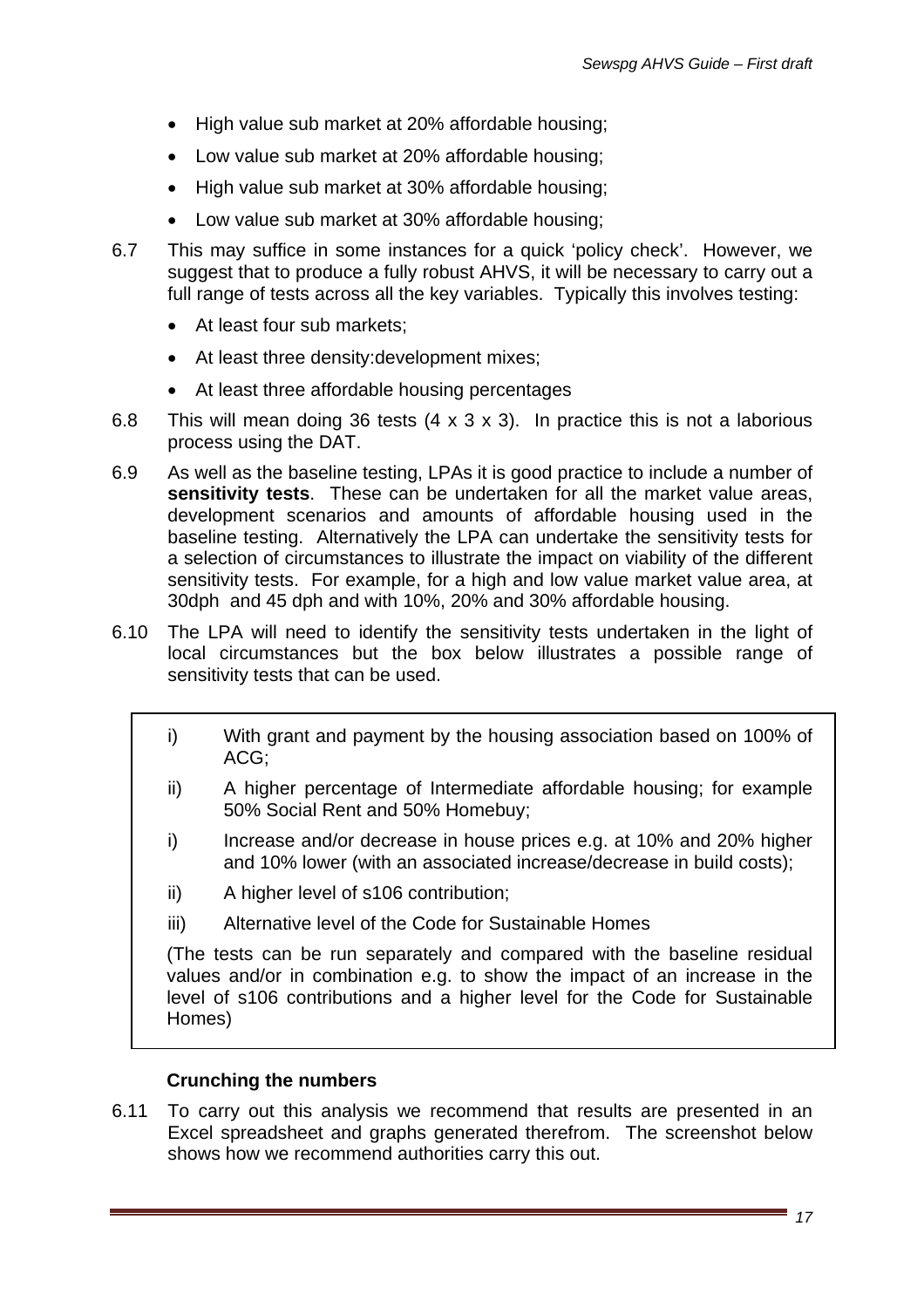- High value sub market at 20% affordable housing;
- Low value sub market at 20% affordable housing;
- High value sub market at 30% affordable housing;
- Low value sub market at 30% affordable housing;

6.7 This may suffice in some instances for a quick 'policy check'. However, we suggest that to produce a fully robust AHVS, it will be necessary to carry out a full range of tests across all the key variables. Typically this involves testing:

- At least four sub markets;
- At least three density:development mixes;
- At least three affordable housing percentages

6.8 This will mean doing 36 tests (4 x 3 x 3). In practice this is not a laborious process using the DAT.

6.9 As well as the baseline testing, LPAs it is good practice to include a number of **sensitivity tests**. These can be undertaken for all the market value areas, development scenarios and amounts of affordable housing used in the baseline testing. Alternatively the LPA can undertake the sensitivity tests for a selection of circumstances to illustrate the impact on viability of the different sensitivity tests. For example, for a high and low value market value area, at 30dph and 45 dph and with 10%, 20% and 30% affordable housing.

6.10 The LPA will need to identify the sensitivity tests undertaken in the light of local circumstances but the box below illustrates a possible range of sensitivity tests that can be used.

> i) With grant and payment by the housing association based on 100% of ACG;
>
> ii) A higher percentage of Intermediate affordable housing; for example 50% Social Rent and 50% Homebuy;
>
> i) Increase and/or decrease in house prices e.g. at 10% and 20% higher and 10% lower (with an associated increase/decrease in build costs);
>
> ii) A higher level of s106 contribution;
>
> iii) Alternative level of the Code for Sustainable Homes
>
> (The tests can be run separately and compared with the baseline residual values and/or in combination e.g. to show the impact of an increase in the level of s106 contributions and a higher level for the Code for Sustainable Homes)

### Crunching the numbers

6.11 To carry out this analysis we recommend that results are presented in an Excel spreadsheet and graphs generated therefrom. The screenshot below shows how we recommend authorities carry this out.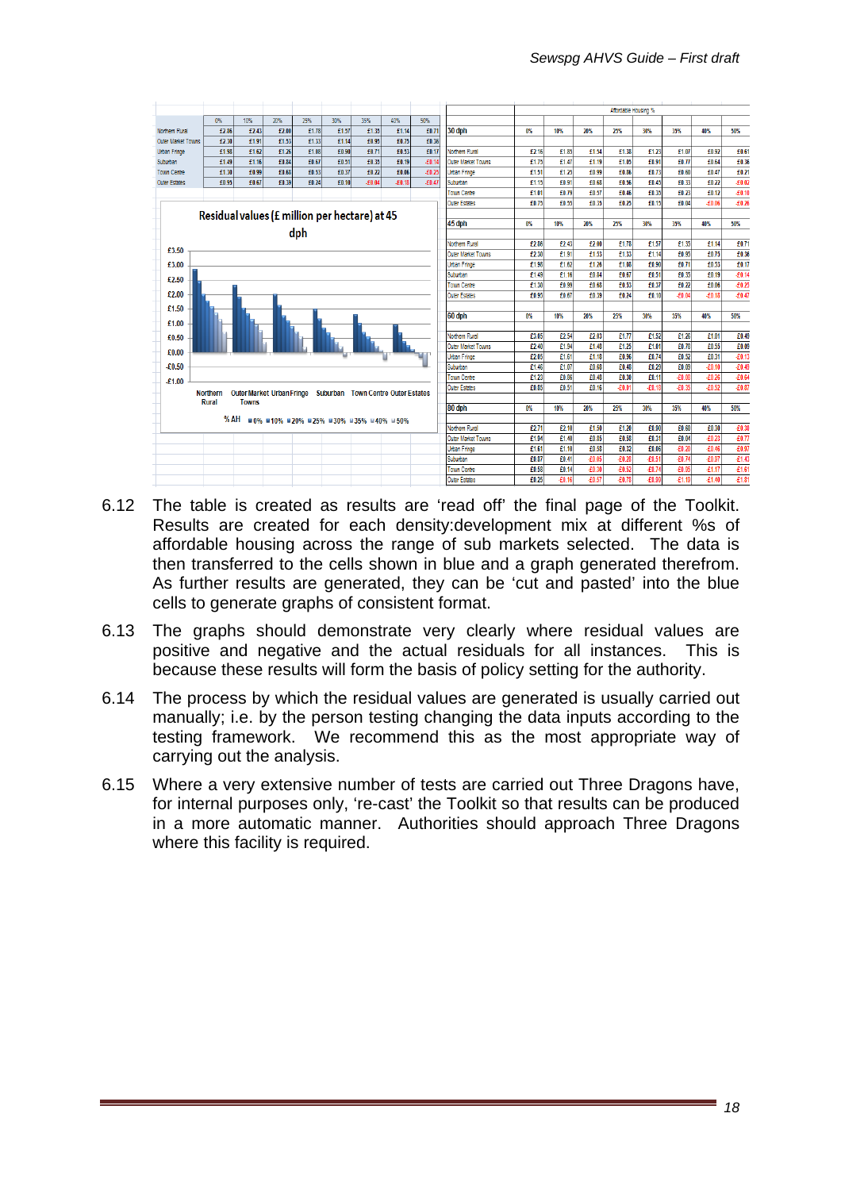| | 0% | 10% | 20% | 25% | 30% | 35% | 40% | 50% |
|---|---|---|---|---|---|---|---|---|
| Northern Rural | £2.86 | £2.43 | £2.00 | £1.78 | £1.57 | £1.35 | £1.14 | £0.71 |
| Outer Market Towns | £2.30 | £1.91 | £1.53 | £1.33 | £1.14 | £0.95 | £0.75 | £0.36 |
| Urban Fringe | £1.98 | £1.62 | £1.26 | £1.08 | £0.90 | £0.71 | £0.53 | £0.17 |
| Suburban | £1.49 | £1.16 | £0.84 | £0.67 | £0.51 | £0.35 | £0.19 | -£0.14 |
| Town Centre | £1.30 | £0.99 | £0.68 | £0.53 | £0.37 | £0.22 | £0.06 | -£0.25 |
| Outer Estates | £0.95 | £0.67 | £0.39 | £0.24 | £0.10 | -£0.04 | -£0.18 | -£0.47 |

Residual values (£ million per hectare) at 45 dph

% AH ■0% ■10% ■20% ■25% ■30% ■35% ■40% ■50%

| Affordable Housing % | | | | | | | | |
|---|---|---|---|---|---|---|---|---|
| 30 dph | 0% | 10% | 20% | 25% | 30% | 35% | 40% | 50% |
| Northern Rural | £2.16 | £1.85 | £1.54 | £1.38 | £1.23 | £1.07 | £0.92 | £0.61 |
| Outer Market Towns | £1.75 | £1.47 | £1.19 | £1.05 | £0.91 | £0.77 | £0.64 | £0.36 |
| Urban Fringe | £1.51 | £1.25 | £0.99 | £0.86 | £0.73 | £0.60 | £0.47 | £0.21 |
| Suburban | £1.15 | £0.91 | £0.68 | £0.56 | £0.45 | £0.33 | £0.22 | -£0.02 |
| Town Centre | £1.01 | £0.79 | £0.57 | £0.46 | £0.35 | £0.23 | £0.12 | -£0.10 |
| Outer Estates | £0.75 | £0.55 | £0.35 | £0.25 | £0.15 | £0.04 | -£0.06 | -£0.26 |
| 45 dph | 0% | 10% | 20% | 25% | 30% | 35% | 40% | 50% |
| Northern Rural | £2.86 | £2.43 | £2.00 | £1.78 | £1.57 | £1.35 | £1.14 | £0.71 |
| Outer Market Towns | £2.30 | £1.91 | £1.53 | £1.33 | £1.14 | £0.95 | £0.75 | £0.36 |
| Urban Fringe | £1.98 | £1.62 | £1.26 | £1.08 | £0.90 | £0.71 | £0.53 | £0.17 |
| Suburban | £1.49 | £1.16 | £0.84 | £0.67 | £0.51 | £0.35 | £0.19 | -£0.14 |
| Town Centre | £1.30 | £0.99 | £0.68 | £0.53 | £0.37 | £0.22 | £0.06 | -£0.25 |
| Outer Estates | £0.95 | £0.67 | £0.39 | £0.24 | £0.10 | -£0.04 | -£0.18 | -£0.47 |
| 60 dph | 0% | 10% | 20% | 25% | 30% | 35% | 40% | 50% |
| Northern Rural | £3.05 | £2.54 | £2.03 | £1.77 | £1.52 | £1.26 | £1.01 | £0.49 |
| Outer Market Towns | £2.40 | £1.94 | £1.48 | £1.25 | £1.01 | £0.78 | £0.55 | £0.09 |
| Urban Fringe | £2.05 | £1.61 | £1.18 | £0.96 | £0.74 | £0.52 | £0.31 | -£0.13 |
| Suburban | £1.46 | £1.07 | £0.68 | £0.48 | £0.28 | £0.09 | -£0.10 | -£0.49 |
| Town Centre | £1.23 | £0.86 | £0.48 | £0.30 | £0.11 | -£0.08 | -£0.26 | -£0.64 |
| Outer Estates | £0.85 | £0.51 | £0.16 | -£0.01 | -£0.18 | -£0.35 | -£0.52 | -£0.87 |
| 80 dph | 0% | 10% | 20% | 25% | 30% | 35% | 40% | 50% |
| Northern Rural | £2.71 | £2.10 | £1.50 | £1.20 | £0.90 | £0.60 | £0.30 | -£0.30 |
| Outer Market Towns | £1.94 | £1.40 | £0.85 | £0.58 | £0.31 | £0.04 | -£0.23 | -£0.77 |
| Urban Fringe | £1.61 | £1.10 | £0.58 | £0.32 | £0.06 | -£0.20 | -£0.46 | -£0.97 |
| Suburban | £0.87 | £0.41 | -£0.05 | -£0.28 | -£0.51 | -£0.74 | -£0.97 | -£1.43 |
| Town Centre | £0.58 | £0.14 | -£0.30 | -£0.52 | -£0.74 | -£0.96 | -£1.17 | -£1.61 |
| Outer Estates | £0.25 | -£0.16 | -£0.57 | -£0.78 | -£0.98 | -£1.19 | -£1.40 | -£1.81 |

6.12 The table is created as results are 'read off' the final page of the Toolkit. Results are created for each density:development mix at different %s of affordable housing across the range of sub markets selected. The data is then transferred to the cells shown in blue and a graph generated therefrom. As further results are generated, they can be 'cut and pasted' into the blue cells to generate graphs of consistent format.

6.13 The graphs should demonstrate very clearly where residual values are positive and negative and the actual residuals for all instances. This is because these results will form the basis of policy setting for the authority.

6.14 The process by which the residual values are generated is usually carried out manually; i.e. by the person testing changing the data inputs according to the testing framework. We recommend this as the most appropriate way of carrying out the analysis.

6.15 Where a very extensive number of tests are carried out Three Dragons have, for internal purposes only, 're-cast' the Toolkit so that results can be produced in a more automatic manner. Authorities should approach Three Dragons where this facility is required.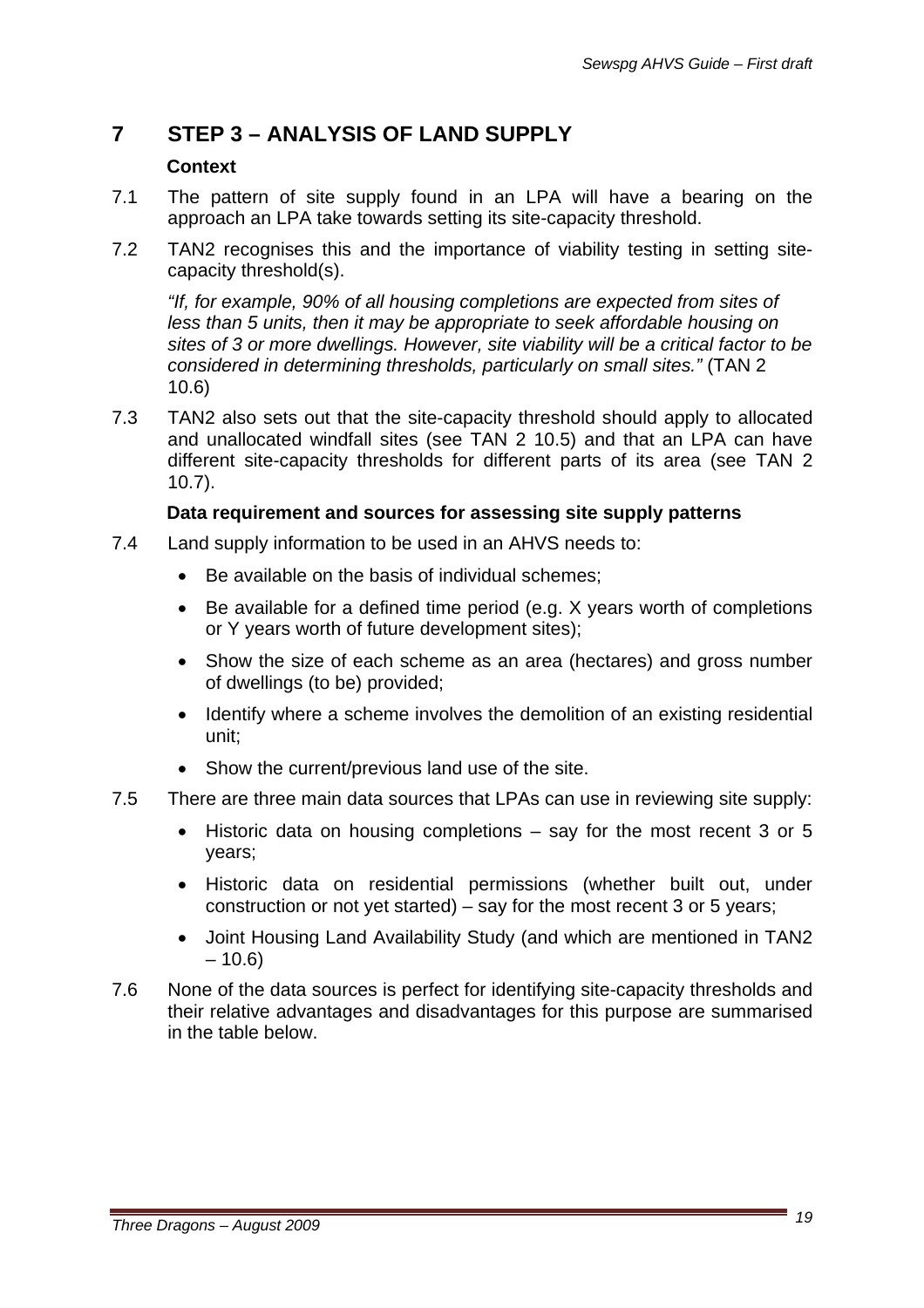# 7 STEP 3 – ANALYSIS OF LAND SUPPLY

**Context**

7.1 The pattern of site supply found in an LPA will have a bearing on the approach an LPA take towards setting its site-capacity threshold.

7.2 TAN2 recognises this and the importance of viability testing in setting site-capacity threshold(s).

*"If, for example, 90% of all housing completions are expected from sites of less than 5 units, then it may be appropriate to seek affordable housing on sites of 3 or more dwellings. However, site viability will be a critical factor to be considered in determining thresholds, particularly on small sites."* (TAN 2 10.6)

7.3 TAN2 also sets out that the site-capacity threshold should apply to allocated and unallocated windfall sites (see TAN 2 10.5) and that an LPA can have different site-capacity thresholds for different parts of its area (see TAN 2 10.7).

**Data requirement and sources for assessing site supply patterns**

7.4 Land supply information to be used in an AHVS needs to:

- Be available on the basis of individual schemes;
- Be available for a defined time period (e.g. X years worth of completions or Y years worth of future development sites);
- Show the size of each scheme as an area (hectares) and gross number of dwellings (to be) provided;
- Identify where a scheme involves the demolition of an existing residential unit;
- Show the current/previous land use of the site.

7.5 There are three main data sources that LPAs can use in reviewing site supply:

- Historic data on housing completions – say for the most recent 3 or 5 years;
- Historic data on residential permissions (whether built out, under construction or not yet started) – say for the most recent 3 or 5 years;
- Joint Housing Land Availability Study (and which are mentioned in TAN2 – 10.6)

7.6 None of the data sources is perfect for identifying site-capacity thresholds and their relative advantages and disadvantages for this purpose are summarised in the table below.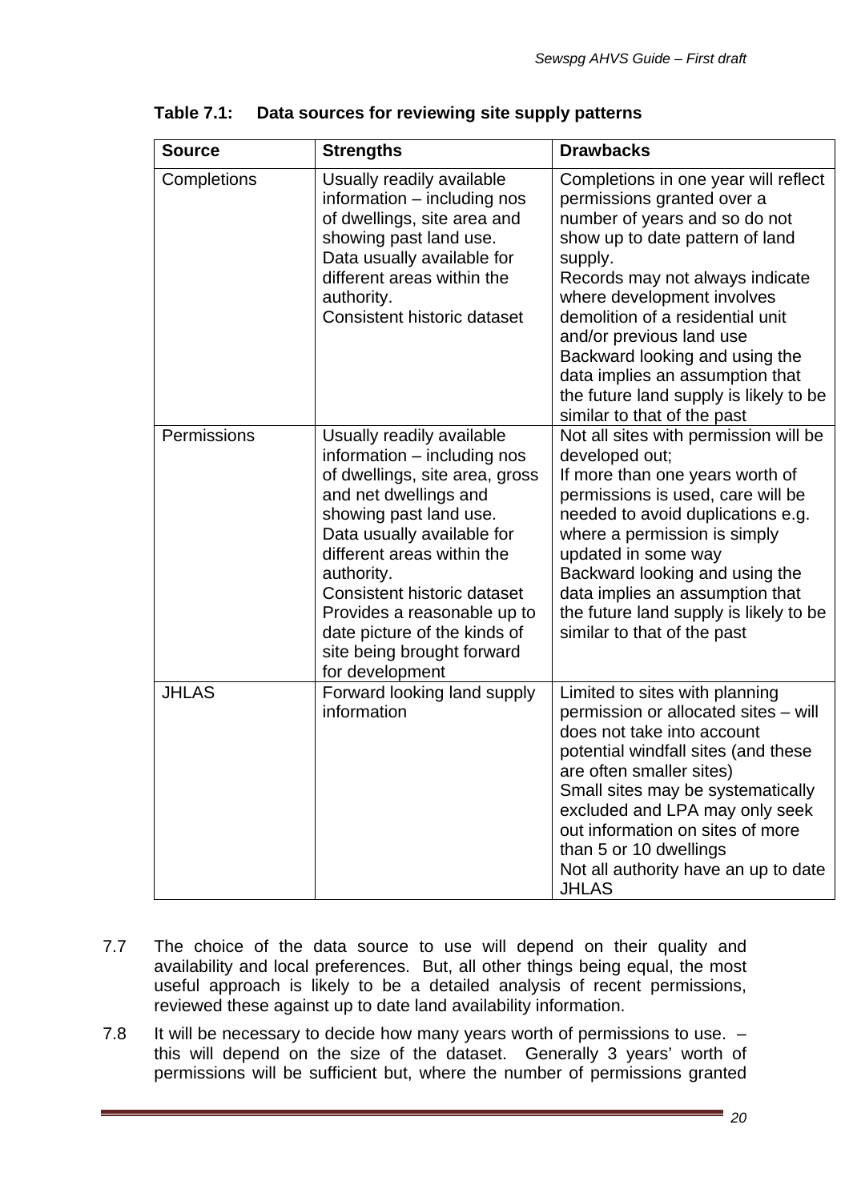**Table 7.1: Data sources for reviewing site supply patterns**

| Source | Strengths | Drawbacks |
|---|---|---|
| Completions | Usually readily available information – including nos of dwellings, site area and showing past land use. Data usually available for different areas within the authority. Consistent historic dataset | Completions in one year will reflect permissions granted over a number of years and so do not show up to date pattern of land supply. Records may not always indicate where development involves demolition of a residential unit and/or previous land use Backward looking and using the data implies an assumption that the future land supply is likely to be similar to that of the past |
| Permissions | Usually readily available information – including nos of dwellings, site area, gross and net dwellings and showing past land use. Data usually available for different areas within the authority. Consistent historic dataset Provides a reasonable up to date picture of the kinds of site being brought forward for development | Not all sites with permission will be developed out; If more than one years worth of permissions is used, care will be needed to avoid duplications e.g. where a permission is simply updated in some way Backward looking and using the data implies an assumption that the future land supply is likely to be similar to that of the past |
| JHLAS | Forward looking land supply information | Limited to sites with planning permission or allocated sites – will does not take into account potential windfall sites (and these are often smaller sites) Small sites may be systematically excluded and LPA may only seek out information on sites of more than 5 or 10 dwellings Not all authority have an up to date JHLAS |

7.7 The choice of the data source to use will depend on their quality and availability and local preferences. But, all other things being equal, the most useful approach is likely to be a detailed analysis of recent permissions, reviewed these against up to date land availability information.

7.8 It will be necessary to decide how many years worth of permissions to use. – this will depend on the size of the dataset. Generally 3 years' worth of permissions will be sufficient but, where the number of permissions granted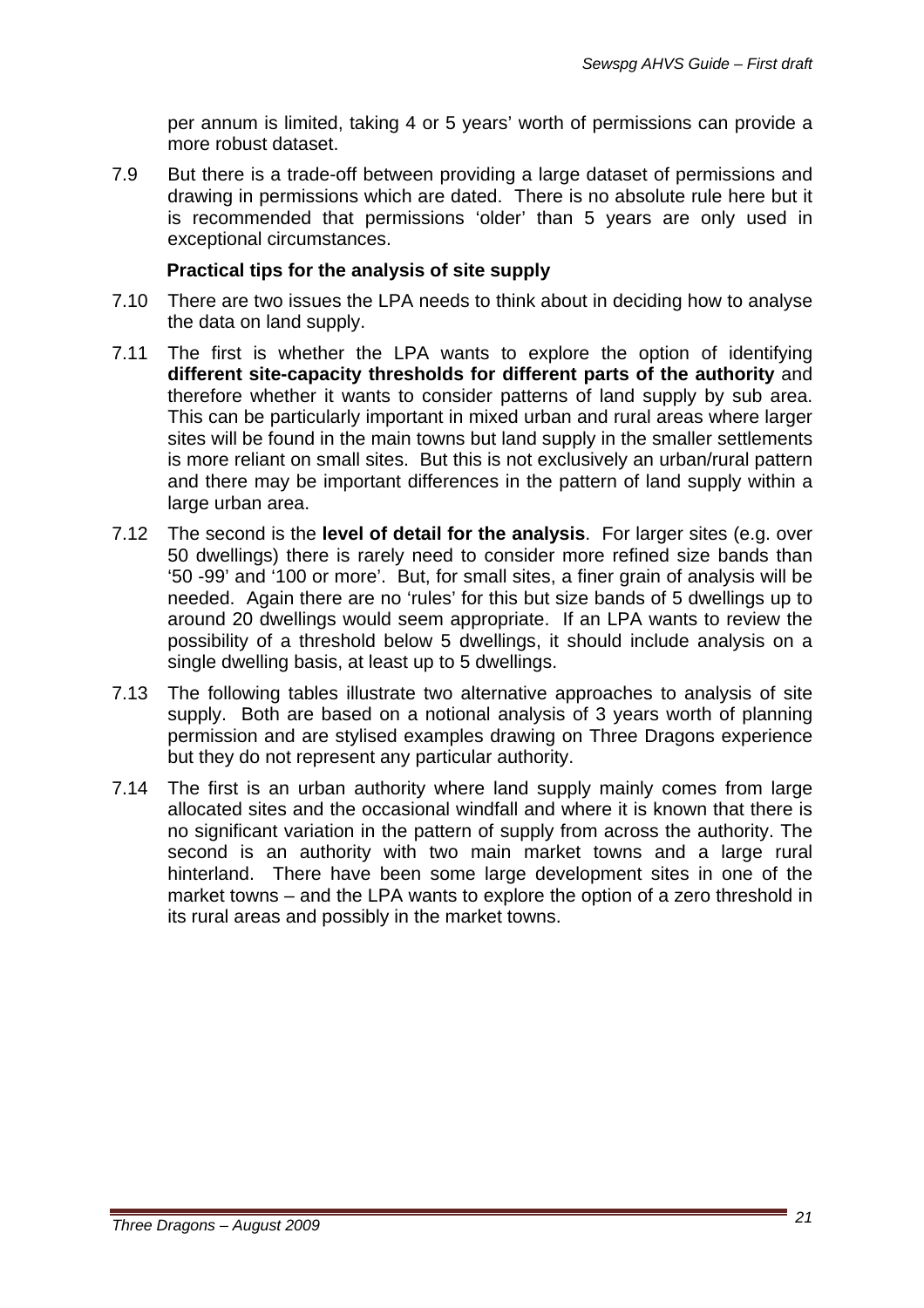per annum is limited, taking 4 or 5 years' worth of permissions can provide a more robust dataset.

7.9 But there is a trade-off between providing a large dataset of permissions and drawing in permissions which are dated. There is no absolute rule here but it is recommended that permissions 'older' than 5 years are only used in exceptional circumstances.

**Practical tips for the analysis of site supply**

7.10 There are two issues the LPA needs to think about in deciding how to analyse the data on land supply.

7.11 The first is whether the LPA wants to explore the option of identifying **different site-capacity thresholds for different parts of the authority** and therefore whether it wants to consider patterns of land supply by sub area. This can be particularly important in mixed urban and rural areas where larger sites will be found in the main towns but land supply in the smaller settlements is more reliant on small sites. But this is not exclusively an urban/rural pattern and there may be important differences in the pattern of land supply within a large urban area.

7.12 The second is the **level of detail for the analysis**. For larger sites (e.g. over 50 dwellings) there is rarely need to consider more refined size bands than '50 -99' and '100 or more'. But, for small sites, a finer grain of analysis will be needed. Again there are no 'rules' for this but size bands of 5 dwellings up to around 20 dwellings would seem appropriate. If an LPA wants to review the possibility of a threshold below 5 dwellings, it should include analysis on a single dwelling basis, at least up to 5 dwellings.

7.13 The following tables illustrate two alternative approaches to analysis of site supply. Both are based on a notional analysis of 3 years worth of planning permission and are stylised examples drawing on Three Dragons experience but they do not represent any particular authority.

7.14 The first is an urban authority where land supply mainly comes from large allocated sites and the occasional windfall and where it is known that there is no significant variation in the pattern of supply from across the authority. The second is an authority with two main market towns and a large rural hinterland. There have been some large development sites in one of the market towns – and the LPA wants to explore the option of a zero threshold in its rural areas and possibly in the market towns.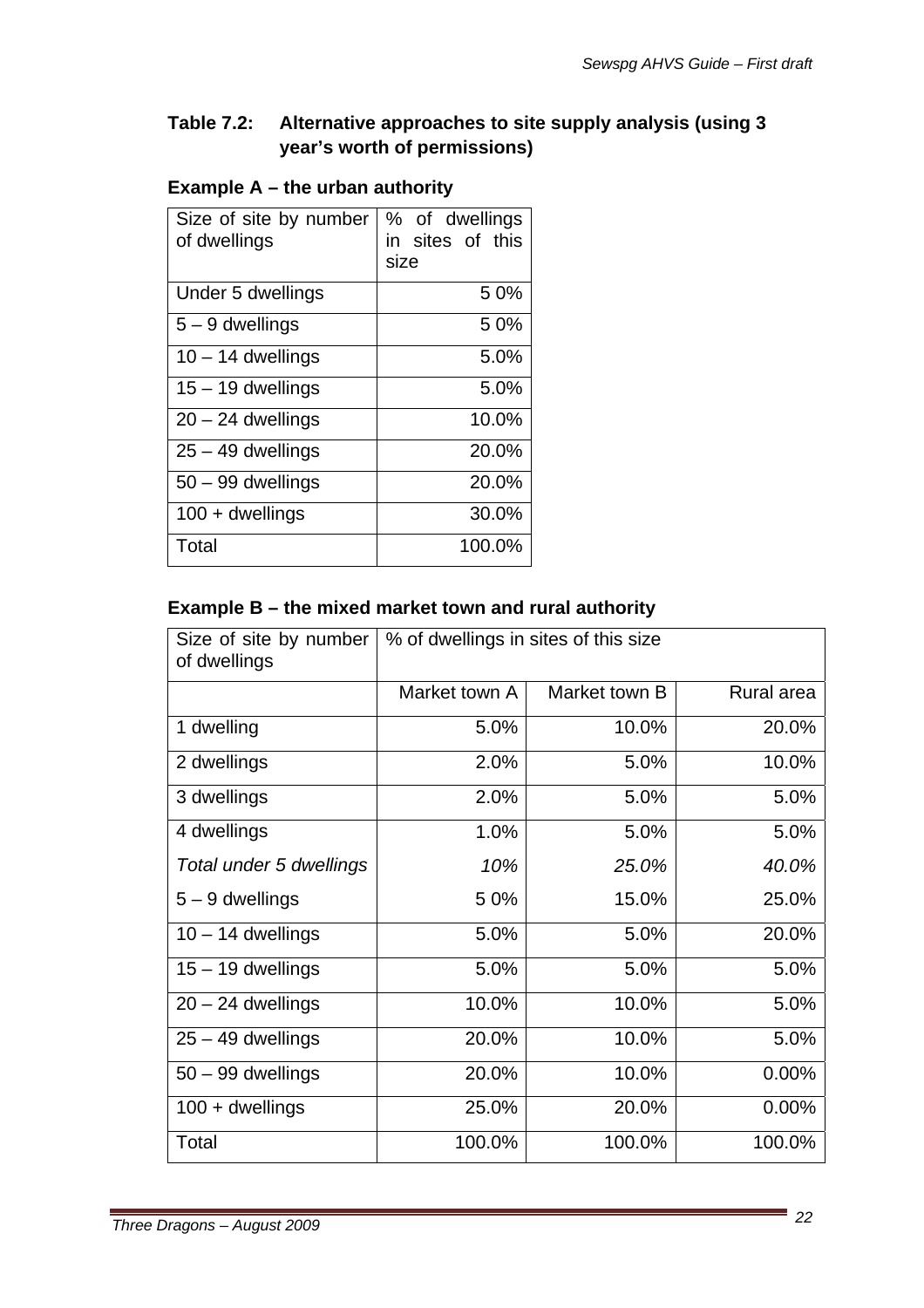**Table 7.2: Alternative approaches to site supply analysis (using 3 year's worth of permissions)**

**Example A – the urban authority**

| Size of site by number of dwellings | % of dwellings in sites of this size |
|---|---|
| Under 5 dwellings | 5 0% |
| 5 – 9 dwellings | 5 0% |
| 10 – 14 dwellings | 5.0% |
| 15 – 19 dwellings | 5.0% |
| 20 – 24 dwellings | 10.0% |
| 25 – 49 dwellings | 20.0% |
| 50 – 99 dwellings | 20.0% |
| 100 + dwellings | 30.0% |
| Total | 100.0% |

**Example B – the mixed market town and rural authority**

| Size of site by number of dwellings | % of dwellings in sites of this size | | |
|---|---|---|---|
| | Market town A | Market town B | Rural area |
| 1 dwelling | 5.0% | 10.0% | 20.0% |
| 2 dwellings | 2.0% | 5.0% | 10.0% |
| 3 dwellings | 2.0% | 5.0% | 5.0% |
| 4 dwellings | 1.0% | 5.0% | 5.0% |
| *Total under 5 dwellings* | *10%* | *25.0%* | *40.0%* |
| 5 – 9 dwellings | 5 0% | 15.0% | 25.0% |
| 10 – 14 dwellings | 5.0% | 5.0% | 20.0% |
| 15 – 19 dwellings | 5.0% | 5.0% | 5.0% |
| 20 – 24 dwellings | 10.0% | 10.0% | 5.0% |
| 25 – 49 dwellings | 20.0% | 10.0% | 5.0% |
| 50 – 99 dwellings | 20.0% | 10.0% | 0.00% |
| 100 + dwellings | 25.0% | 20.0% | 0.00% |
| Total | 100.0% | 100.0% | 100.0% |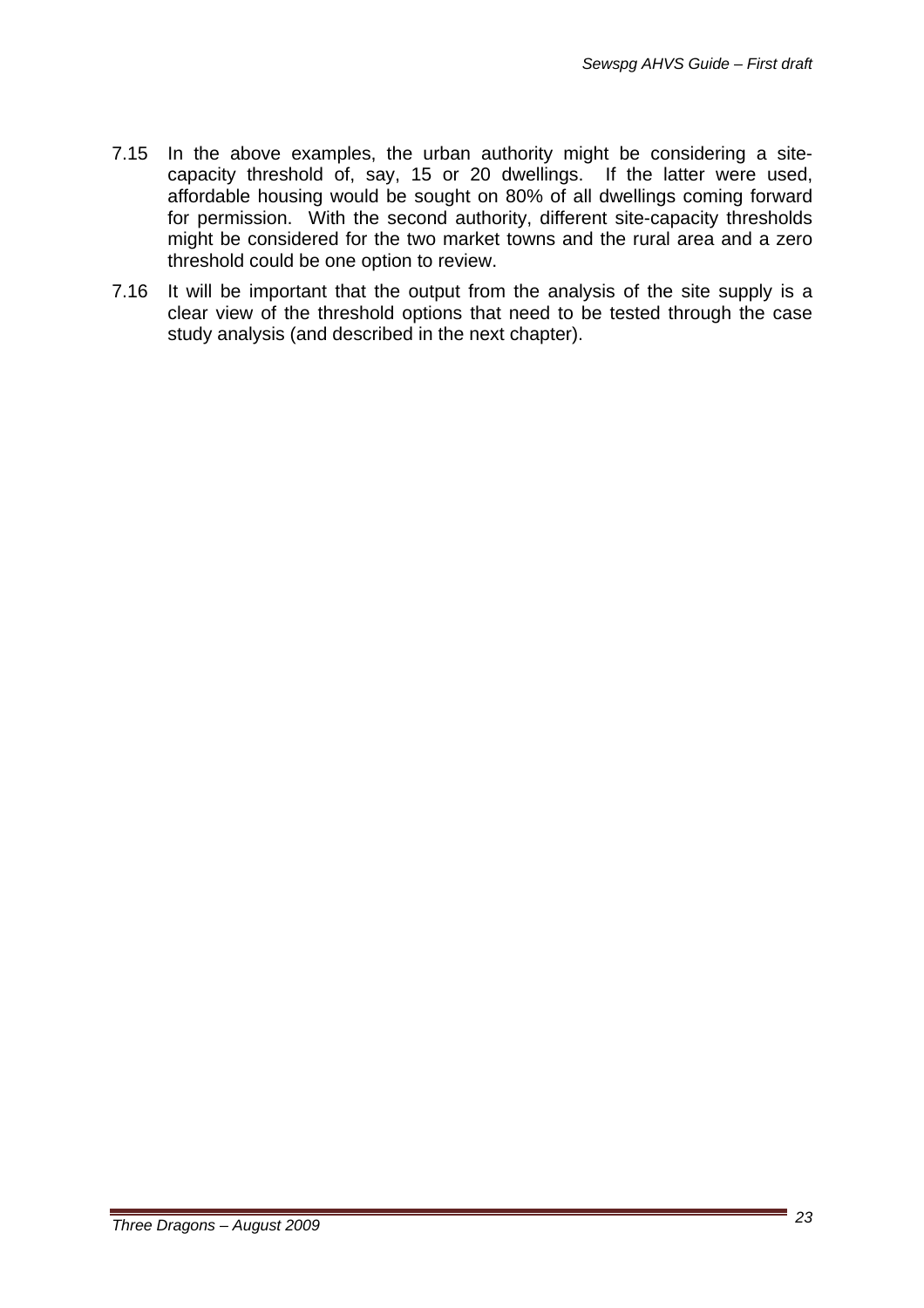7.15 In the above examples, the urban authority might be considering a site-capacity threshold of, say, 15 or 20 dwellings. If the latter were used, affordable housing would be sought on 80% of all dwellings coming forward for permission. With the second authority, different site-capacity thresholds might be considered for the two market towns and the rural area and a zero threshold could be one option to review.

7.16 It will be important that the output from the analysis of the site supply is a clear view of the threshold options that need to be tested through the case study analysis (and described in the next chapter).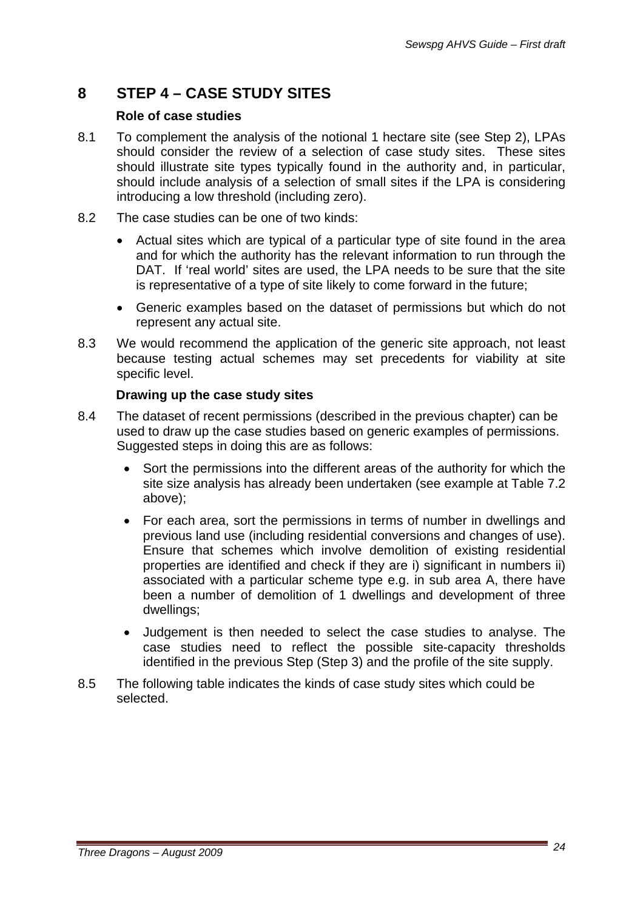# 8 STEP 4 – CASE STUDY SITES

### Role of case studies

8.1 To complement the analysis of the notional 1 hectare site (see Step 2), LPAs should consider the review of a selection of case study sites. These sites should illustrate site types typically found in the authority and, in particular, should include analysis of a selection of small sites if the LPA is considering introducing a low threshold (including zero).

8.2 The case studies can be one of two kinds:

- Actual sites which are typical of a particular type of site found in the area and for which the authority has the relevant information to run through the DAT. If 'real world' sites are used, the LPA needs to be sure that the site is representative of a type of site likely to come forward in the future;
- Generic examples based on the dataset of permissions but which do not represent any actual site.

8.3 We would recommend the application of the generic site approach, not least because testing actual schemes may set precedents for viability at site specific level.

### Drawing up the case study sites

8.4 The dataset of recent permissions (described in the previous chapter) can be used to draw up the case studies based on generic examples of permissions. Suggested steps in doing this are as follows:

- Sort the permissions into the different areas of the authority for which the site size analysis has already been undertaken (see example at Table 7.2 above);
- For each area, sort the permissions in terms of number in dwellings and previous land use (including residential conversions and changes of use). Ensure that schemes which involve demolition of existing residential properties are identified and check if they are i) significant in numbers ii) associated with a particular scheme type e.g. in sub area A, there have been a number of demolition of 1 dwellings and development of three dwellings;
- Judgement is then needed to select the case studies to analyse. The case studies need to reflect the possible site-capacity thresholds identified in the previous Step (Step 3) and the profile of the site supply.

8.5 The following table indicates the kinds of case study sites which could be selected.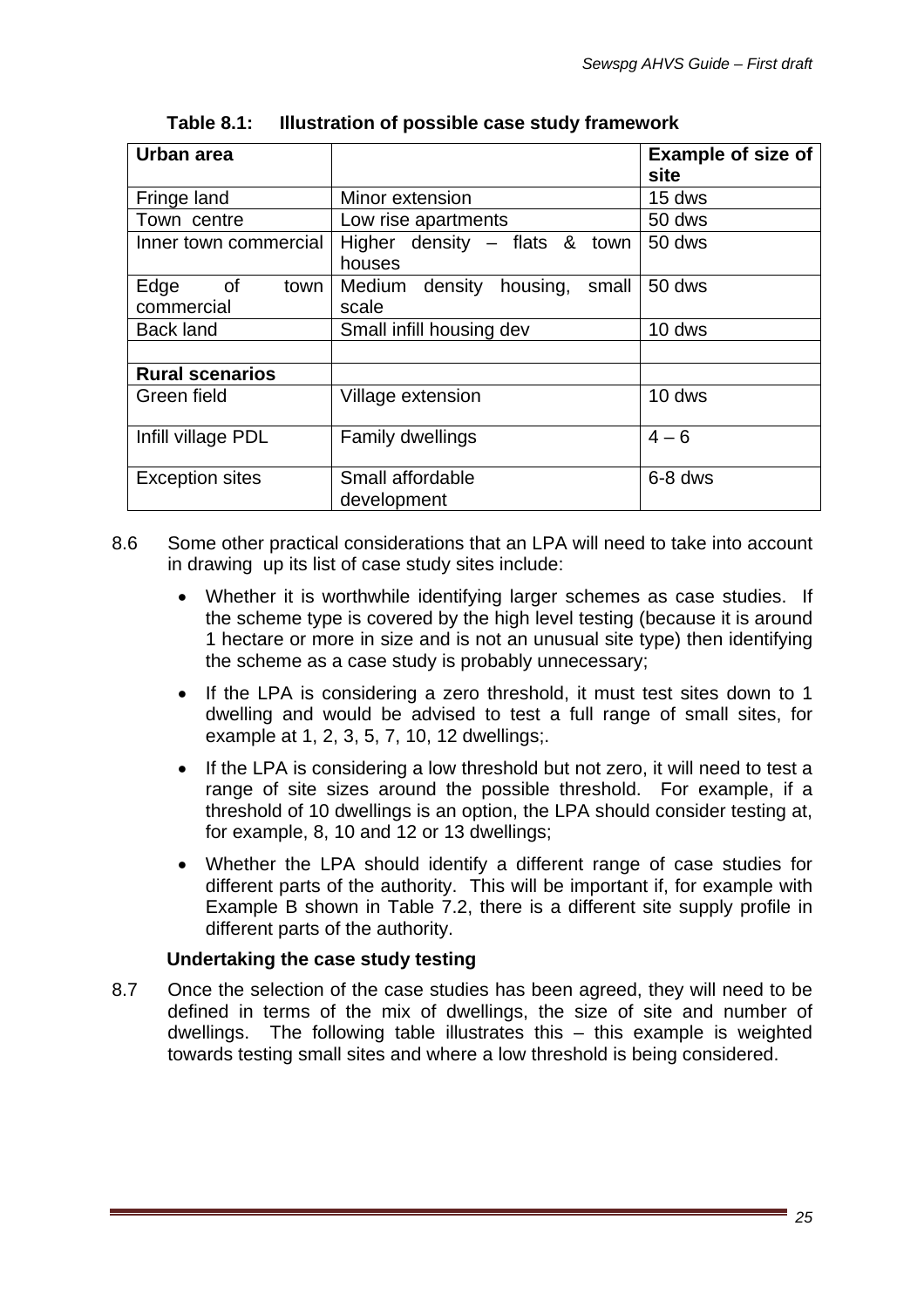**Table 8.1: Illustration of possible case study framework**

| Urban area | | Example of size of site |
|---|---|---|
| Fringe land | Minor extension | 15 dws |
| Town centre | Low rise apartments | 50 dws |
| Inner town commercial | Higher density – flats & town houses | 50 dws |
| Edge of town commercial | Medium density housing, small scale | 50 dws |
| Back land | Small infill housing dev | 10 dws |
| | | |
| **Rural scenarios** | | |
| Green field | Village extension | 10 dws |
| Infill village PDL | Family dwellings | 4 – 6 |
| Exception sites | Small affordable development | 6-8 dws |

8.6 Some other practical considerations that an LPA will need to take into account in drawing up its list of case study sites include:

- Whether it is worthwhile identifying larger schemes as case studies. If the scheme type is covered by the high level testing (because it is around 1 hectare or more in size and is not an unusual site type) then identifying the scheme as a case study is probably unnecessary;
- If the LPA is considering a zero threshold, it must test sites down to 1 dwelling and would be advised to test a full range of small sites, for example at 1, 2, 3, 5, 7, 10, 12 dwellings;.
- If the LPA is considering a low threshold but not zero, it will need to test a range of site sizes around the possible threshold. For example, if a threshold of 10 dwellings is an option, the LPA should consider testing at, for example, 8, 10 and 12 or 13 dwellings;
- Whether the LPA should identify a different range of case studies for different parts of the authority. This will be important if, for example with Example B shown in Table 7.2, there is a different site supply profile in different parts of the authority.

**Undertaking the case study testing**

8.7 Once the selection of the case studies has been agreed, they will need to be defined in terms of the mix of dwellings, the size of site and number of dwellings. The following table illustrates this – this example is weighted towards testing small sites and where a low threshold is being considered.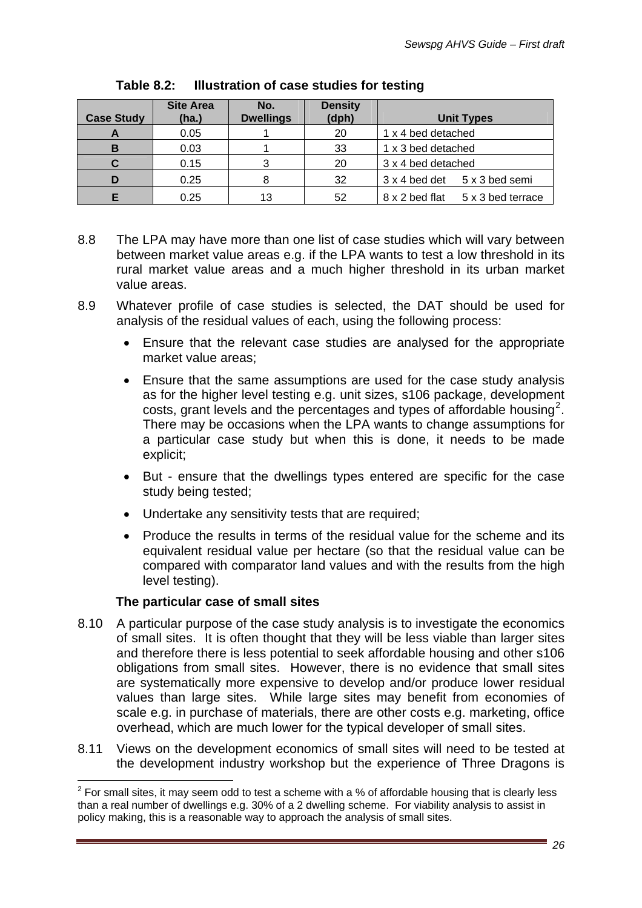**Table 8.2: Illustration of case studies for testing**

| Case Study | Site Area (ha.) | No. Dwellings | Density (dph) | Unit Types |
|---|---|---|---|---|
| A | 0.05 | 1 | 20 | 1 x 4 bed detached |
| B | 0.03 | 1 | 33 | 1 x 3 bed detached |
| C | 0.15 | 3 | 20 | 3 x 4 bed detached |
| D | 0.25 | 8 | 32 | 3 x 4 bed det 5 x 3 bed semi |
| E | 0.25 | 13 | 52 | 8 x 2 bed flat 5 x 3 bed terrace |

8.8 The LPA may have more than one list of case studies which will vary between between market value areas e.g. if the LPA wants to test a low threshold in its rural market value areas and a much higher threshold in its urban market value areas.

8.9 Whatever profile of case studies is selected, the DAT should be used for analysis of the residual values of each, using the following process:

- Ensure that the relevant case studies are analysed for the appropriate market value areas;
- Ensure that the same assumptions are used for the case study analysis as for the higher level testing e.g. unit sizes, s106 package, development costs, grant levels and the percentages and types of affordable housing[2]. There may be occasions when the LPA wants to change assumptions for a particular case study but when this is done, it needs to be made explicit;
- But - ensure that the dwellings types entered are specific for the case study being tested;
- Undertake any sensitivity tests that are required;
- Produce the results in terms of the residual value for the scheme and its equivalent residual value per hectare (so that the residual value can be compared with comparator land values and with the results from the high level testing).

**The particular case of small sites**

8.10 A particular purpose of the case study analysis is to investigate the economics of small sites. It is often thought that they will be less viable than larger sites and therefore there is less potential to seek affordable housing and other s106 obligations from small sites. However, there is no evidence that small sites are systematically more expensive to develop and/or produce lower residual values than large sites. While large sites may benefit from economies of scale e.g. in purchase of materials, there are other costs e.g. marketing, office overhead, which are much lower for the typical developer of small sites.

8.11 Views on the development economics of small sites will need to be tested at the development industry workshop but the experience of Three Dragons is

[2] For small sites, it may seem odd to test a scheme with a % of affordable housing that is clearly less than a real number of dwellings e.g. 30% of a 2 dwelling scheme. For viability analysis to assist in policy making, this is a reasonable way to approach the analysis of small sites.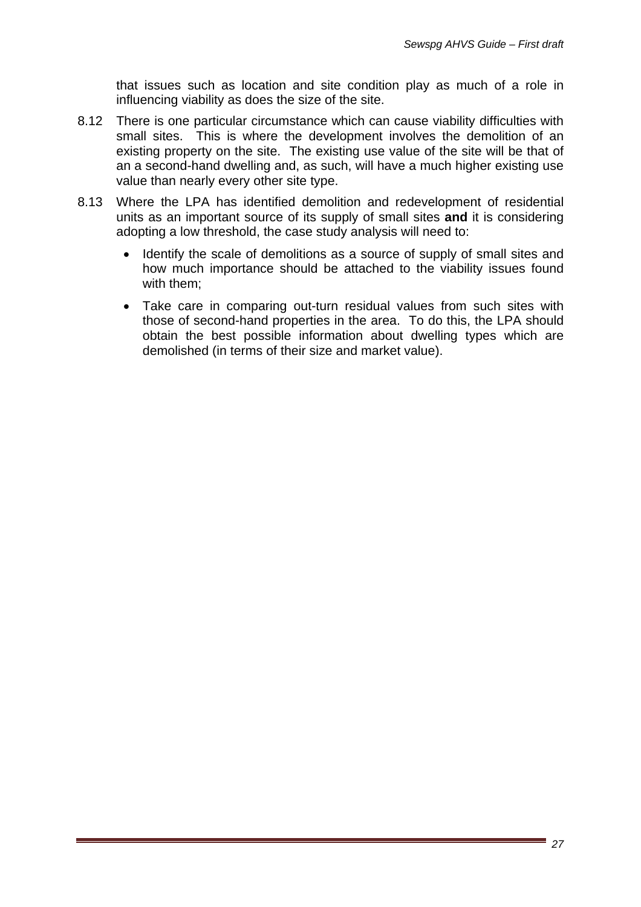that issues such as location and site condition play as much of a role in influencing viability as does the size of the site.

8.12 There is one particular circumstance which can cause viability difficulties with small sites. This is where the development involves the demolition of an existing property on the site. The existing use value of the site will be that of an a second-hand dwelling and, as such, will have a much higher existing use value than nearly every other site type.

8.13 Where the LPA has identified demolition and redevelopment of residential units as an important source of its supply of small sites **and** it is considering adopting a low threshold, the case study analysis will need to:

- Identify the scale of demolitions as a source of supply of small sites and how much importance should be attached to the viability issues found with them;
- Take care in comparing out-turn residual values from such sites with those of second-hand properties in the area. To do this, the LPA should obtain the best possible information about dwelling types which are demolished (in terms of their size and market value).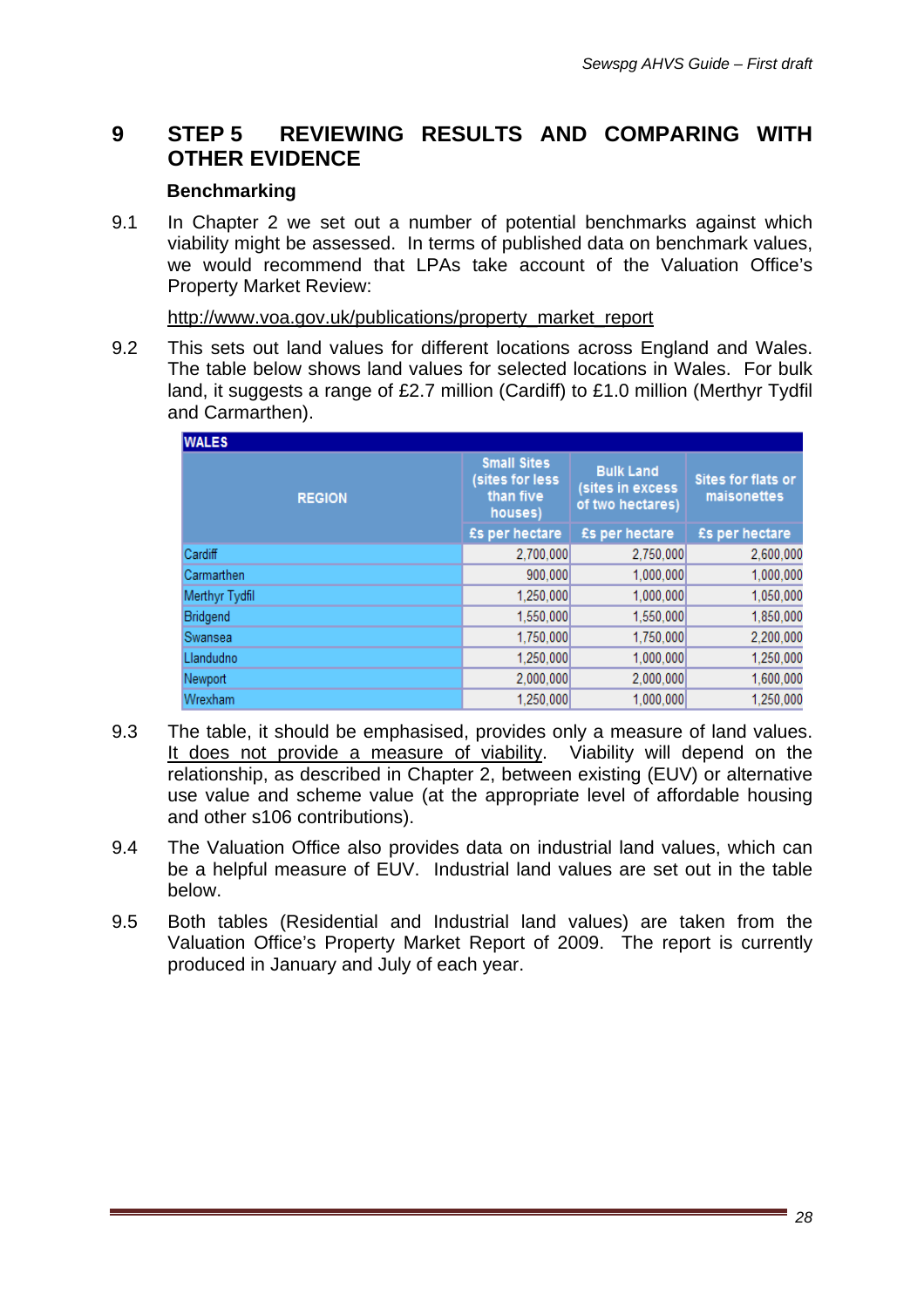# 9 STEP 5 REVIEWING RESULTS AND COMPARING WITH OTHER EVIDENCE

### Benchmarking

9.1 In Chapter 2 we set out a number of potential benchmarks against which viability might be assessed. In terms of published data on benchmark values, we would recommend that LPAs take account of the Valuation Office's Property Market Review:

http://www.voa.gov.uk/publications/property_market_report

9.2 This sets out land values for different locations across England and Wales. The table below shows land values for selected locations in Wales. For bulk land, it suggests a range of £2.7 million (Cardiff) to £1.0 million (Merthyr Tydfil and Carmarthen).

| WALES | | | |
|---|---|---|---|
| REGION | Small Sites (sites for less than five houses) | Bulk Land (sites in excess of two hectares) | Sites for flats or maisonettes |
| | £s per hectare | £s per hectare | £s per hectare |
| Cardiff | 2,700,000 | 2,750,000 | 2,600,000 |
| Carmarthen | 900,000 | 1,000,000 | 1,000,000 |
| Merthyr Tydfil | 1,250,000 | 1,000,000 | 1,050,000 |
| Bridgend | 1,550,000 | 1,550,000 | 1,850,000 |
| Swansea | 1,750,000 | 1,750,000 | 2,200,000 |
| Llandudno | 1,250,000 | 1,000,000 | 1,250,000 |
| Newport | 2,000,000 | 2,000,000 | 1,600,000 |
| Wrexham | 1,250,000 | 1,000,000 | 1,250,000 |

9.3 The table, it should be emphasised, provides only a measure of land values. It does not provide a measure of viability. Viability will depend on the relationship, as described in Chapter 2, between existing (EUV) or alternative use value and scheme value (at the appropriate level of affordable housing and other s106 contributions).

9.4 The Valuation Office also provides data on industrial land values, which can be a helpful measure of EUV. Industrial land values are set out in the table below.

9.5 Both tables (Residential and Industrial land values) are taken from the Valuation Office's Property Market Report of 2009. The report is currently produced in January and July of each year.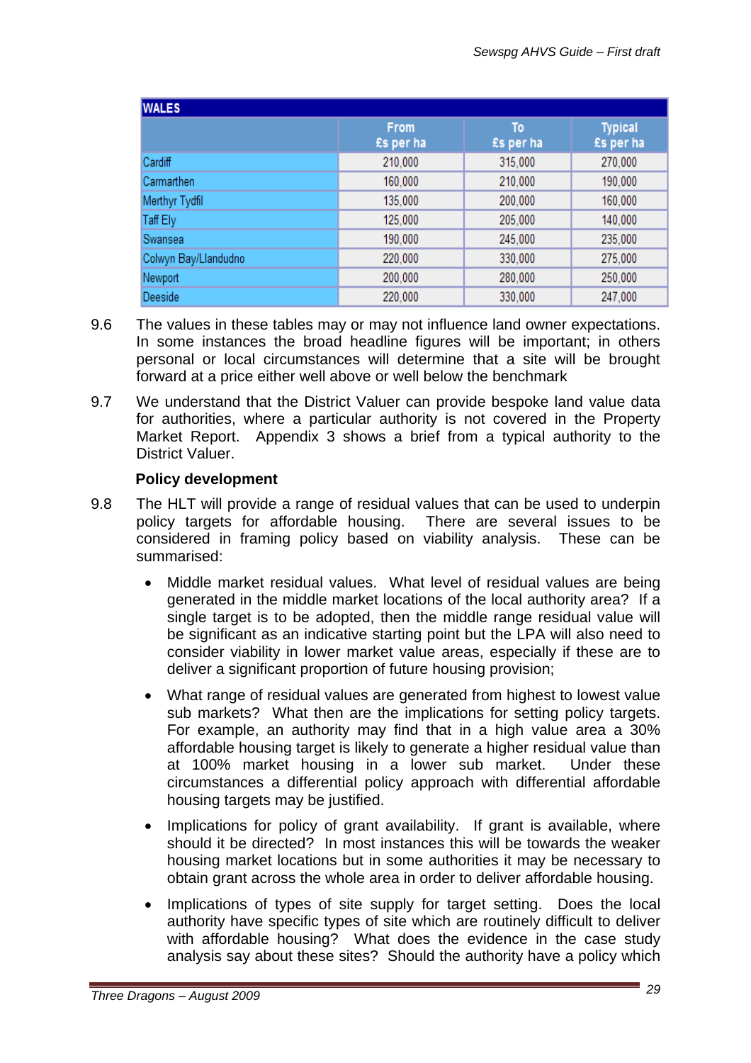| WALES | | | |
|---|---|---|---|
| | From £s per ha | To £s per ha | Typical £s per ha |
| Cardiff | 210,000 | 315,000 | 270,000 |
| Carmarthen | 160,000 | 210,000 | 190,000 |
| Merthyr Tydfil | 135,000 | 200,000 | 160,000 |
| Taff Ely | 125,000 | 205,000 | 140,000 |
| Swansea | 190,000 | 245,000 | 235,000 |
| Colwyn Bay/Llandudno | 220,000 | 330,000 | 275,000 |
| Newport | 200,000 | 280,000 | 250,000 |
| Deeside | 220,000 | 330,000 | 247,000 |

9.6 The values in these tables may or may not influence land owner expectations. In some instances the broad headline figures will be important; in others personal or local circumstances will determine that a site will be brought forward at a price either well above or well below the benchmark

9.7 We understand that the District Valuer can provide bespoke land value data for authorities, where a particular authority is not covered in the Property Market Report. Appendix 3 shows a brief from a typical authority to the District Valuer.

**Policy development**

9.8 The HLT will provide a range of residual values that can be used to underpin policy targets for affordable housing. There are several issues to be considered in framing policy based on viability analysis. These can be summarised:

- Middle market residual values. What level of residual values are being generated in the middle market locations of the local authority area? If a single target is to be adopted, then the middle range residual value will be significant as an indicative starting point but the LPA will also need to consider viability in lower market value areas, especially if these are to deliver a significant proportion of future housing provision;

- What range of residual values are generated from highest to lowest value sub markets? What then are the implications for setting policy targets. For example, an authority may find that in a high value area a 30% affordable housing target is likely to generate a higher residual value than at 100% market housing in a lower sub market. Under these circumstances a differential policy approach with differential affordable housing targets may be justified.

- Implications for policy of grant availability. If grant is available, where should it be directed? In most instances this will be towards the weaker housing market locations but in some authorities it may be necessary to obtain grant across the whole area in order to deliver affordable housing.

- Implications of types of site supply for target setting. Does the local authority have specific types of site which are routinely difficult to deliver with affordable housing? What does the evidence in the case study analysis say about these sites? Should the authority have a policy which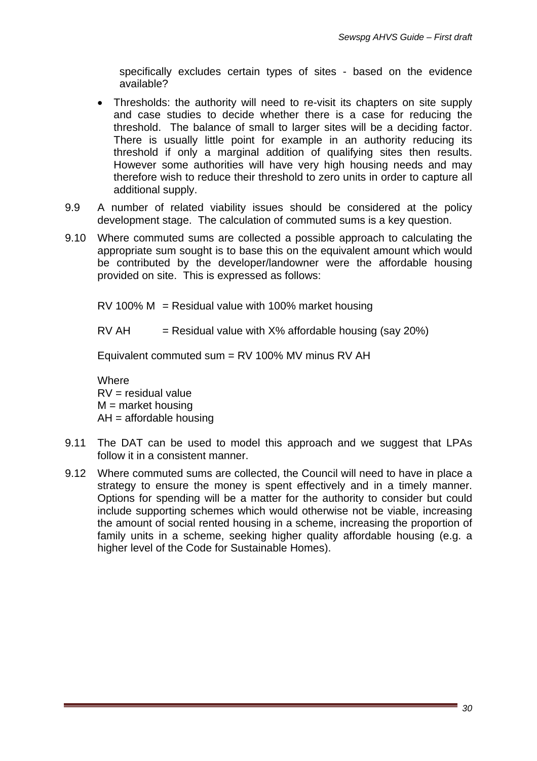specifically excludes certain types of sites - based on the evidence available?

- Thresholds: the authority will need to re-visit its chapters on site supply and case studies to decide whether there is a case for reducing the threshold. The balance of small to larger sites will be a deciding factor. There is usually little point for example in an authority reducing its threshold if only a marginal addition of qualifying sites then results. However some authorities will have very high housing needs and may therefore wish to reduce their threshold to zero units in order to capture all additional supply.

9.9 A number of related viability issues should be considered at the policy development stage. The calculation of commuted sums is a key question.

9.10 Where commuted sums are collected a possible approach to calculating the appropriate sum sought is to base this on the equivalent amount which would be contributed by the developer/landowner were the affordable housing provided on site. This is expressed as follows:

RV 100% M = Residual value with 100% market housing

RV AH = Residual value with X% affordable housing (say 20%)

Equivalent commuted sum = RV 100% MV minus RV AH

Where
RV = residual value
M = market housing
AH = affordable housing

9.11 The DAT can be used to model this approach and we suggest that LPAs follow it in a consistent manner.

9.12 Where commuted sums are collected, the Council will need to have in place a strategy to ensure the money is spent effectively and in a timely manner. Options for spending will be a matter for the authority to consider but could include supporting schemes which would otherwise not be viable, increasing the amount of social rented housing in a scheme, increasing the proportion of family units in a scheme, seeking higher quality affordable housing (e.g. a higher level of the Code for Sustainable Homes).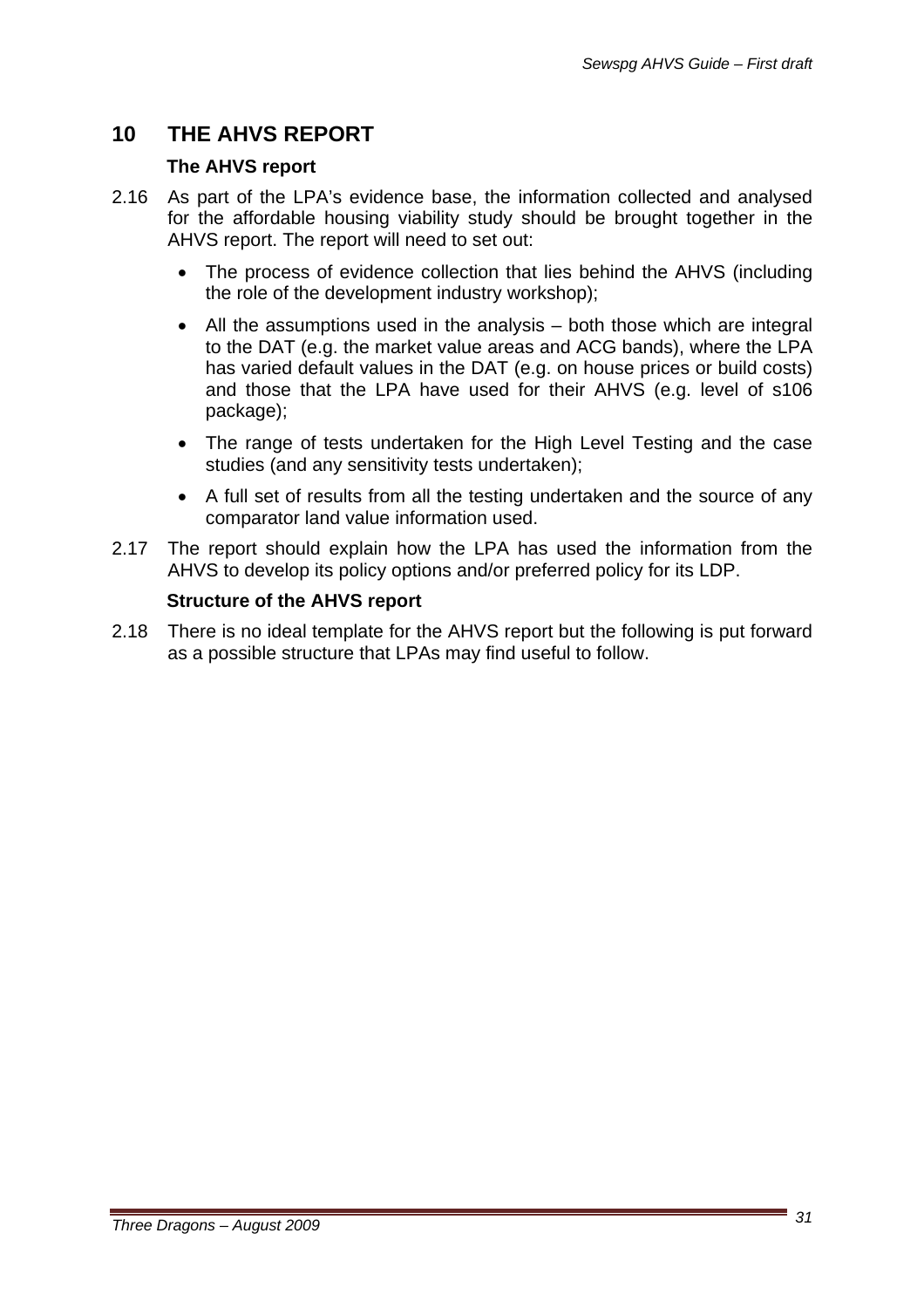# 10 THE AHVS REPORT

### The AHVS report

2.16 As part of the LPA's evidence base, the information collected and analysed for the affordable housing viability study should be brought together in the AHVS report. The report will need to set out:

- The process of evidence collection that lies behind the AHVS (including the role of the development industry workshop);
- All the assumptions used in the analysis – both those which are integral to the DAT (e.g. the market value areas and ACG bands), where the LPA has varied default values in the DAT (e.g. on house prices or build costs) and those that the LPA have used for their AHVS (e.g. level of s106 package);
- The range of tests undertaken for the High Level Testing and the case studies (and any sensitivity tests undertaken);
- A full set of results from all the testing undertaken and the source of any comparator land value information used.

2.17 The report should explain how the LPA has used the information from the AHVS to develop its policy options and/or preferred policy for its LDP.

### Structure of the AHVS report

2.18 There is no ideal template for the AHVS report but the following is put forward as a possible structure that LPAs may find useful to follow.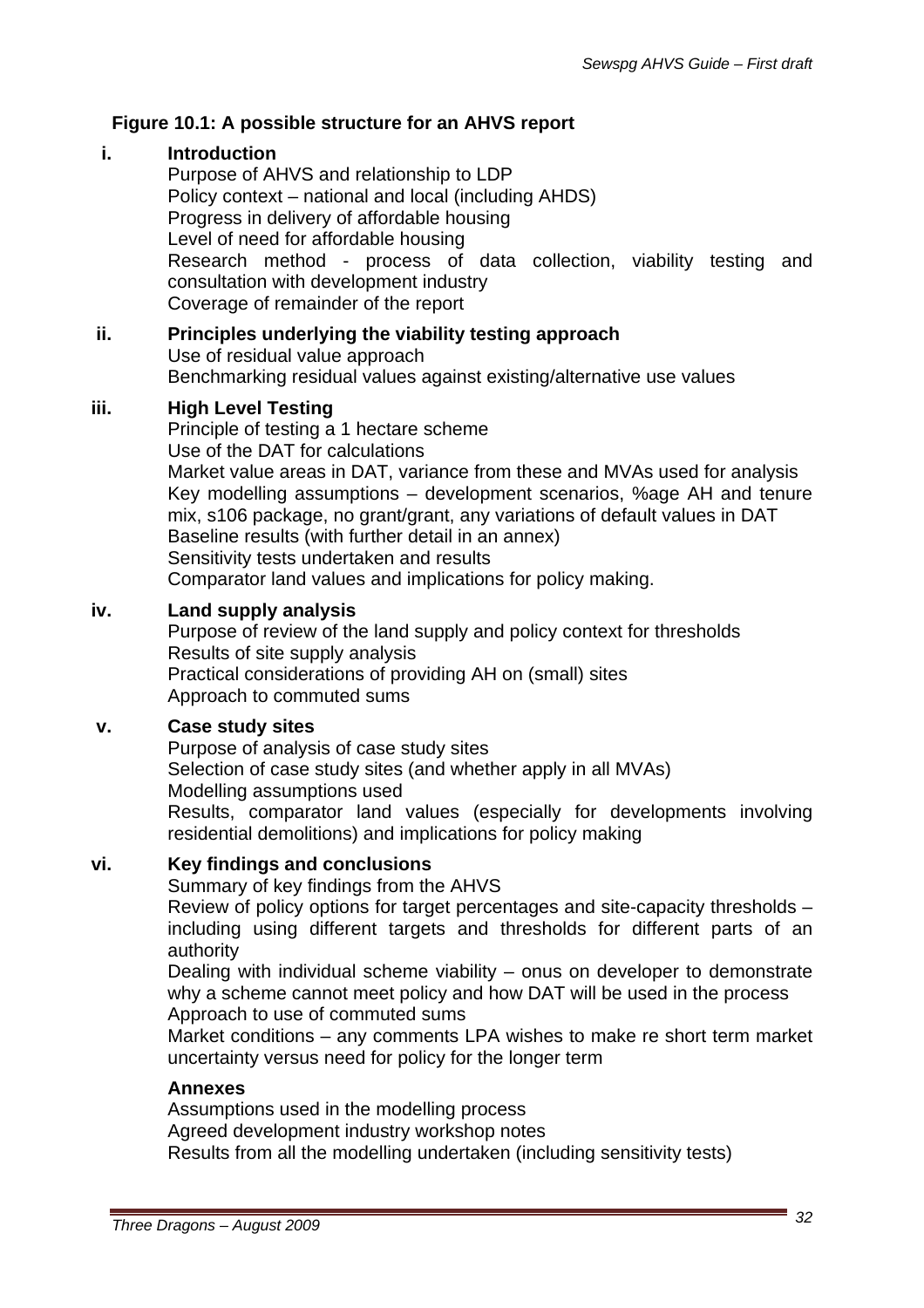**Figure 10.1: A possible structure for an AHVS report**

**i. Introduction**

Purpose of AHVS and relationship to LDP
Policy context – national and local (including AHDS)
Progress in delivery of affordable housing
Level of need for affordable housing
Research method - process of data collection, viability testing and consultation with development industry
Coverage of remainder of the report

**ii. Principles underlying the viability testing approach**

Use of residual value approach
Benchmarking residual values against existing/alternative use values

**iii. High Level Testing**

Principle of testing a 1 hectare scheme
Use of the DAT for calculations
Market value areas in DAT, variance from these and MVAs used for analysis
Key modelling assumptions – development scenarios, %age AH and tenure mix, s106 package, no grant/grant, any variations of default values in DAT
Baseline results (with further detail in an annex)
Sensitivity tests undertaken and results
Comparator land values and implications for policy making.

**iv. Land supply analysis**

Purpose of review of the land supply and policy context for thresholds
Results of site supply analysis
Practical considerations of providing AH on (small) sites
Approach to commuted sums

**v. Case study sites**

Purpose of analysis of case study sites
Selection of case study sites (and whether apply in all MVAs)
Modelling assumptions used
Results, comparator land values (especially for developments involving residential demolitions) and implications for policy making

**vi. Key findings and conclusions**

Summary of key findings from the AHVS
Review of policy options for target percentages and site-capacity thresholds – including using different targets and thresholds for different parts of an authority
Dealing with individual scheme viability – onus on developer to demonstrate why a scheme cannot meet policy and how DAT will be used in the process
Approach to use of commuted sums
Market conditions – any comments LPA wishes to make re short term market uncertainty versus need for policy for the longer term

**Annexes**

Assumptions used in the modelling process
Agreed development industry workshop notes
Results from all the modelling undertaken (including sensitivity tests)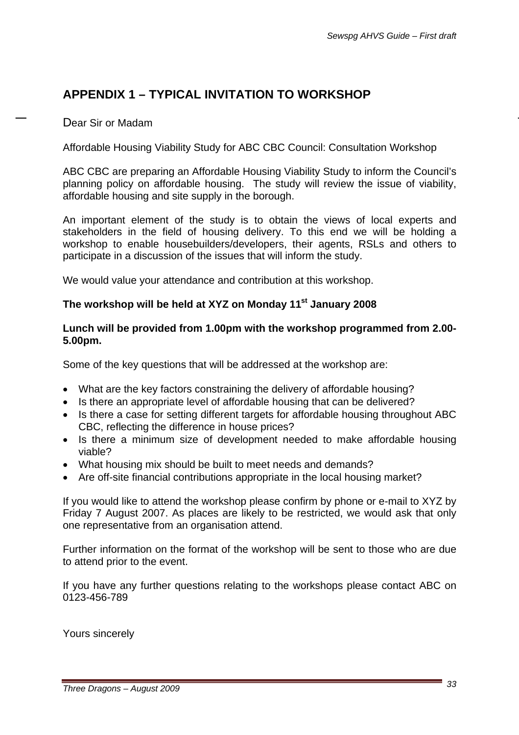# APPENDIX 1 – TYPICAL INVITATION TO WORKSHOP

Dear Sir or Madam

Affordable Housing Viability Study for ABC CBC Council: Consultation Workshop

ABC CBC are preparing an Affordable Housing Viability Study to inform the Council's planning policy on affordable housing. The study will review the issue of viability, affordable housing and site supply in the borough.

An important element of the study is to obtain the views of local experts and stakeholders in the field of housing delivery. To this end we will be holding a workshop to enable housebuilders/developers, their agents, RSLs and others to participate in a discussion of the issues that will inform the study.

We would value your attendance and contribution at this workshop.

**The workshop will be held at XYZ on Monday 11st January 2008**

**Lunch will be provided from 1.00pm with the workshop programmed from 2.00-5.00pm.**

Some of the key questions that will be addressed at the workshop are:

- What are the key factors constraining the delivery of affordable housing?
- Is there an appropriate level of affordable housing that can be delivered?
- Is there a case for setting different targets for affordable housing throughout ABC CBC, reflecting the difference in house prices?
- Is there a minimum size of development needed to make affordable housing viable?
- What housing mix should be built to meet needs and demands?
- Are off-site financial contributions appropriate in the local housing market?

If you would like to attend the workshop please confirm by phone or e-mail to XYZ by Friday 7 August 2007. As places are likely to be restricted, we would ask that only one representative from an organisation attend.

Further information on the format of the workshop will be sent to those who are due to attend prior to the event.

If you have any further questions relating to the workshops please contact ABC on 0123-456-789

Yours sincerely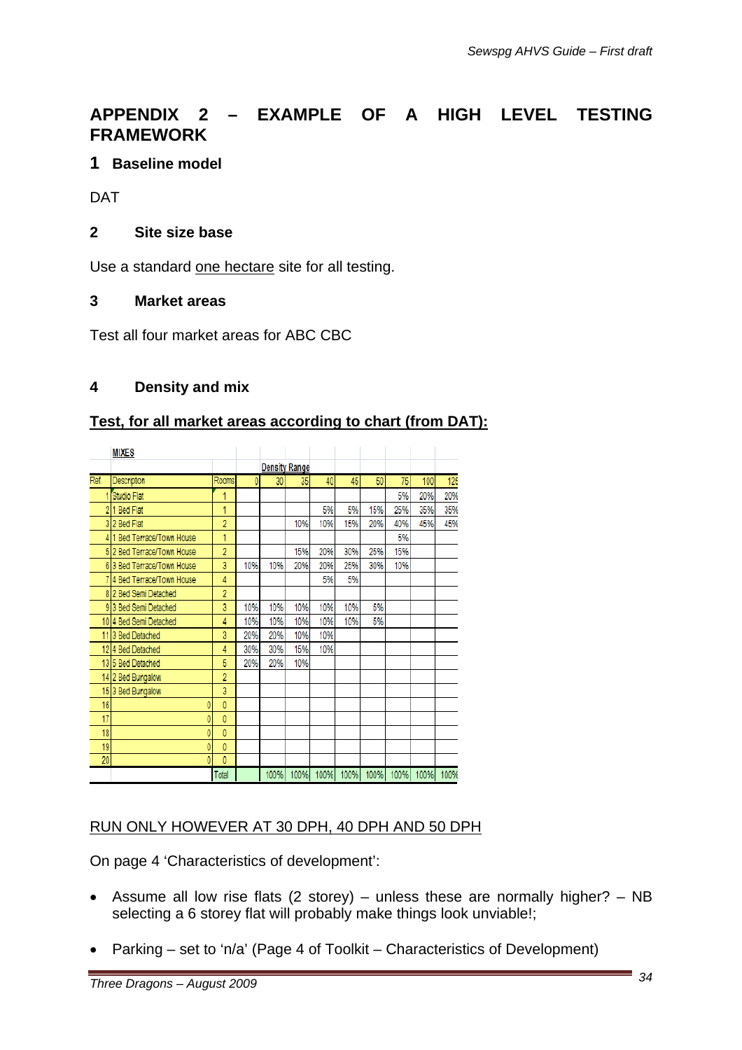# APPENDIX 2 – EXAMPLE OF A HIGH LEVEL TESTING FRAMEWORK

## 1 Baseline model

DAT

## 2 Site size base

Use a standard <u>one hectare</u> site for all testing.

## 3 Market areas

Test all four market areas for ABC CBC

## 4 Density and mix

**<u>Test, for all market areas according to chart (from DAT):</u>**

| | MIXES | | | | | | | | | | | |
|---|---|---|---|---|---|---|---|---|---|---|---|---|
| | | | Density Range | | | | | | | | | |
| Ref. | Description | Rooms | 0 | 30 | 35 | 40 | 45 | 50 | 75 | 100 | 125 |
| 1 | Studio Flat | 1 | | | | | | | 5% | 20% | 20% |
| 2 | 1 Bed Flat | 1 | | | | 5% | 5% | 15% | 25% | 35% | 35% |
| 3 | 2 Bed Flat | 2 | | | 10% | 10% | 15% | 20% | 40% | 45% | 45% |
| 4 | 1 Bed Terrace/Town House | 1 | | | | | | | 5% | | |
| 5 | 2 Bed Terrace/Town House | 2 | | | 15% | 20% | 30% | 25% | 15% | | |
| 6 | 3 Bed Terrace/Town House | 3 | 10% | 10% | 20% | 20% | 25% | 30% | 10% | | |
| 7 | 4 Bed Terrace/Town House | 4 | | | | 5% | 5% | | | | |
| 8 | 2 Bed Semi Detached | 2 | | | | | | | | | |
| 9 | 3 Bed Semi Detached | 3 | 10% | 10% | 10% | 10% | 10% | 5% | | | |
| 10 | 4 Bed Semi Detached | 4 | 10% | 10% | 10% | 10% | 10% | 5% | | | |
| 11 | 3 Bed Detached | 3 | 20% | 20% | 10% | 10% | | | | | |
| 12 | 4 Bed Detached | 4 | 30% | 30% | 15% | 10% | | | | | |
| 13 | 5 Bed Detached | 5 | 20% | 20% | 10% | | | | | | |
| 14 | 2 Bed Bungalow | 2 | | | | | | | | | |
| 15 | 3 Bed Bungalow | 3 | | | | | | | | | |
| 16 | 0 | 0 | | | | | | | | | |
| 17 | 0 | 0 | | | | | | | | | |
| 18 | 0 | 0 | | | | | | | | | |
| 19 | 0 | 0 | | | | | | | | | |
| 20 | 0 | 0 | | | | | | | | | |
| | | Total | | 100% | 100% | 100% | 100% | 100% | 100% | 100% | 100% |

<u>RUN ONLY HOWEVER AT 30 DPH, 40 DPH AND 50 DPH</u>

On page 4 'Characteristics of development':

- Assume all low rise flats (2 storey) – unless these are normally higher? – NB selecting a 6 storey flat will probably make things look unviable!;
- Parking – set to 'n/a' (Page 4 of Toolkit – Characteristics of Development)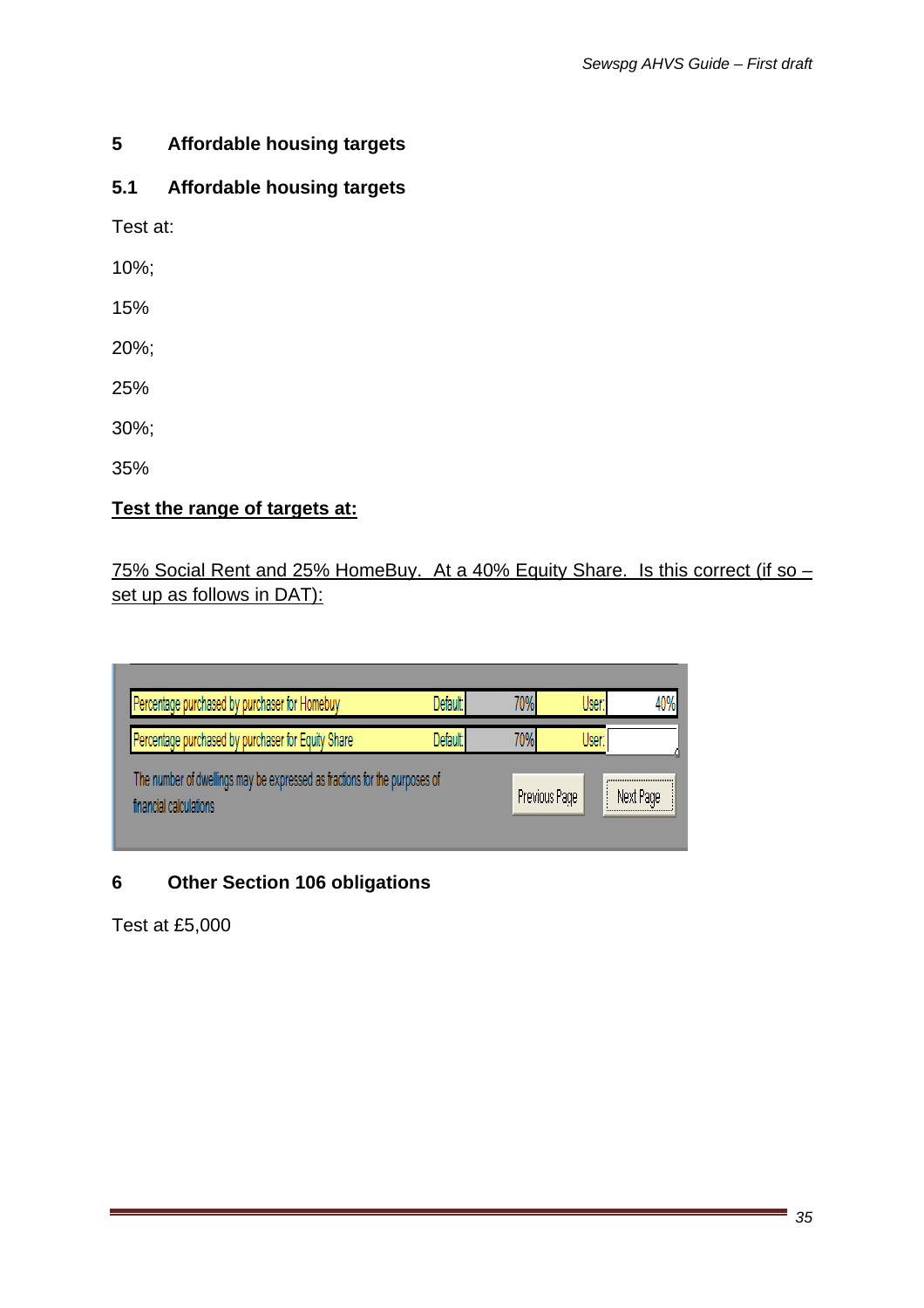# 5 Affordable housing targets

## 5.1 Affordable housing targets

Test at:

10%;

15%

20%;

25%

30%;

35%

**Test the range of targets at:**

75% Social Rent and 25% HomeBuy. At a 40% Equity Share. Is this correct (if so – set up as follows in DAT):

| | | | | |
|---|---|---|---|---|
| Percentage purchased by purchaser for Homebuy | Default: | 70% | User: | 40% |
| Percentage purchased by purchaser for Equity Share | Default: | 70% | User: | |

The number of dwellings may be expressed as fractions for the purposes of financial calculations

Previous Page | Next Page

# 6 Other Section 106 obligations

Test at £5,000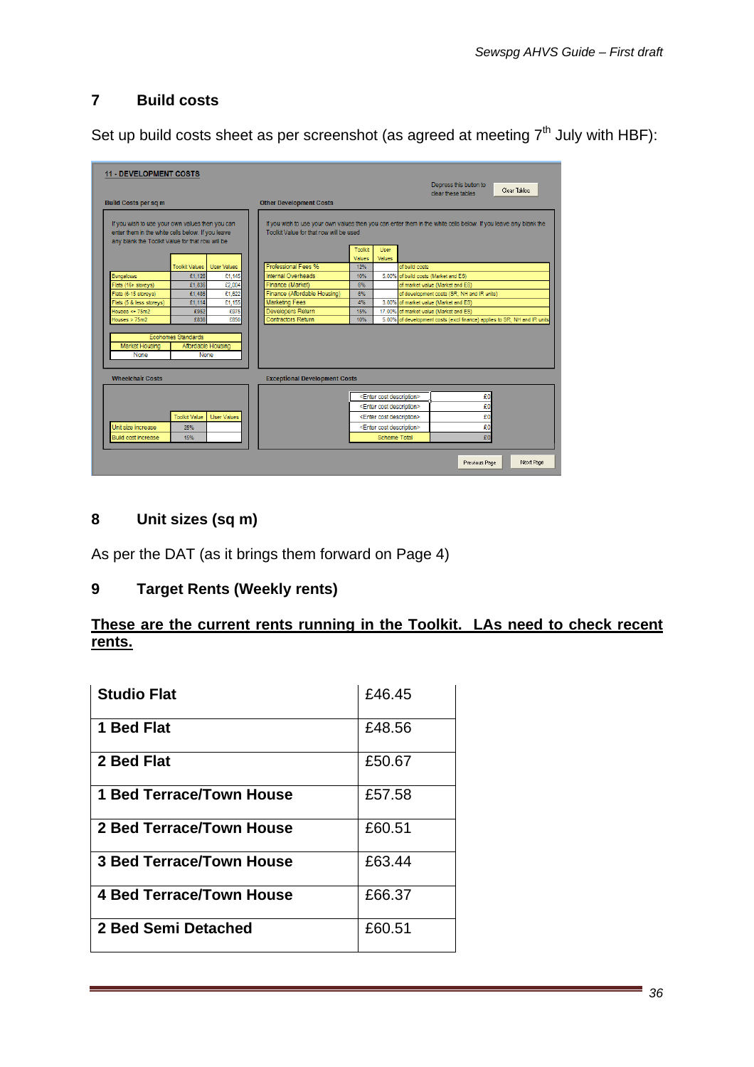## 7 Build costs

Set up build costs sheet as per screenshot (as agreed at meeting 7th July with HBF):

**11 - DEVELOPMENT COSTS**

Depress this button to clear these tables [Clear Tables]

**Build Costs per sq m**

If you wish to use your own values then you can enter them in the white cells below. If you leave any blank the Toolkit Value for that row will be

| | Toolkit Values | User Values |
|---|---|---|
| Bungalows | £1,128 | £1,145 |
| Flats (16+ storeys) | £1,836 | £2,004 |
| Flats (6-15 storeys) | £1,486 | £1,622 |
| Flats (5 & less storeys) | £1,114 | £1,155 |
| Houses <= 75m2 | £952 | £975 |
| Houses > 75m2 | £838 | £850 |

| Ecohomes Standards | |
|---|---|
| Market Housing | Affordable Housing |
| None | None |

**Other Development Costs**

If you wish to use your own values then you can enter them in the white cells below. If you leave any blank the Toolkit Value for that row will be used

| | Toolkit Values | User Values | |
|---|---|---|---|
| Professional Fees % | 12% | | of build costs |
| Internal Overheads | 10% | 5.00% | of build costs (Market and ES) |
| Finance (Market) | 6% | | of market value (Market and ES) |
| Finance (Affordable Housing) | 6% | | of development costs (SR, NH and IR units) |
| Marketing Fees | 4% | 3.00% | of market value (Market and ES) |
| Developers Return | 15% | 17.00% | of market value (Market and ES) |
| Contractors Return | 10% | 5.00% | of development costs (excl finance) applies to SR, NH and IR units |

**Wheelchair Costs**

| | Toolkit Value | User Values |
|---|---|---|
| Unit size increase | 25% | |
| Build cost increase | 15% | |

**Exceptional Development Costs**

| | |
|---|---|
| <Enter cost description> | £0 |
| <Enter cost description> | £0 |
| <Enter cost description> | £0 |
| <Enter cost description> | £0 |
| Scheme Total | £0 |

[Previous Page] [Next Page]

## 8 Unit sizes (sq m)

As per the DAT (as it brings them forward on Page 4)

## 9 Target Rents (Weekly rents)

**These are the current rents running in the Toolkit. LAs need to check recent rents.**

| | |
|---|---|
| **Studio Flat** | £46.45 |
| **1 Bed Flat** | £48.56 |
| **2 Bed Flat** | £50.67 |
| **1 Bed Terrace/Town House** | £57.58 |
| **2 Bed Terrace/Town House** | £60.51 |
| **3 Bed Terrace/Town House** | £63.44 |
| **4 Bed Terrace/Town House** | £66.37 |
| **2 Bed Semi Detached** | £60.51 |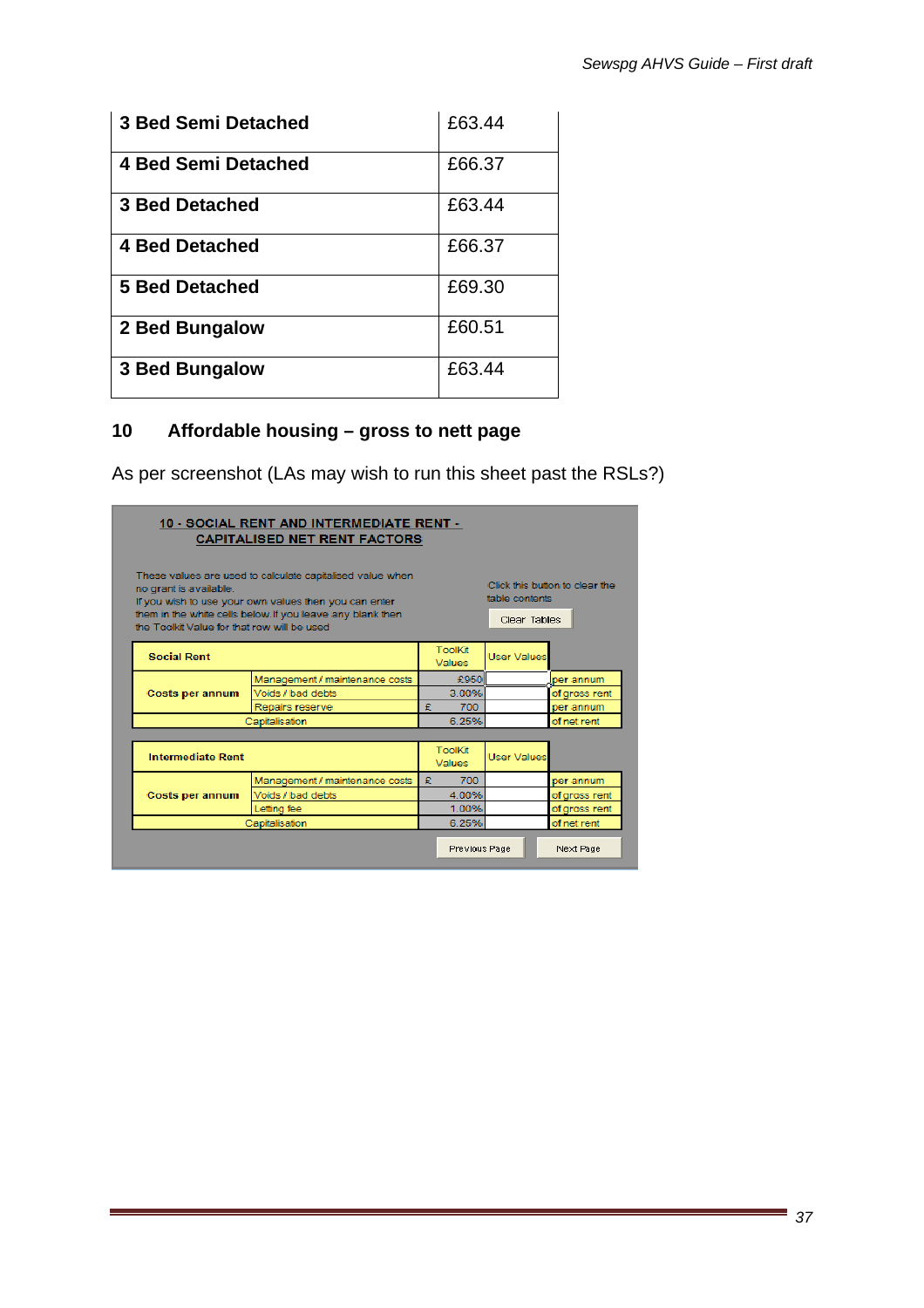| 3 Bed Semi Detached | £63.44 |
|---|---|
| 4 Bed Semi Detached | £66.37 |
| 3 Bed Detached | £63.44 |
| 4 Bed Detached | £66.37 |
| 5 Bed Detached | £69.30 |
| 2 Bed Bungalow | £60.51 |
| 3 Bed Bungalow | £63.44 |

## 10 Affordable housing – gross to nett page

As per screenshot (LAs may wish to run this sheet past the RSLs?)

**10 - SOCIAL RENT AND INTERMEDIATE RENT - CAPITALISED NET RENT FACTORS**

These values are used to calculate capitalised value when no grant is available. If you wish to use your own values then you can enter them in the white cells below. If you leave any blank then the Toolkit Value for that row will be used

Click this button to clear the table contents

Clear Tables

| Social Rent | | ToolKit Values | User Values | |
|---|---|---|---|---|
| Costs per annum | Management / maintenance costs | £950 | | per annum |
| | Voids / bad debts | 3.00% | | of gross rent |
| | Repairs reserve | £ 700 | | per annum |
| Capitalisation | | 6.25% | | of net rent |

| Intermediate Rent | | ToolKit Values | User Values | |
|---|---|---|---|---|
| Costs per annum | Management / maintenance costs | £ 700 | | per annum |
| | Voids / bad debts | 4.00% | | of gross rent |
| | Letting fee | 1.00% | | of gross rent |
| Capitalisation | | 6.25% | | of net rent |

Previous Page | Next Page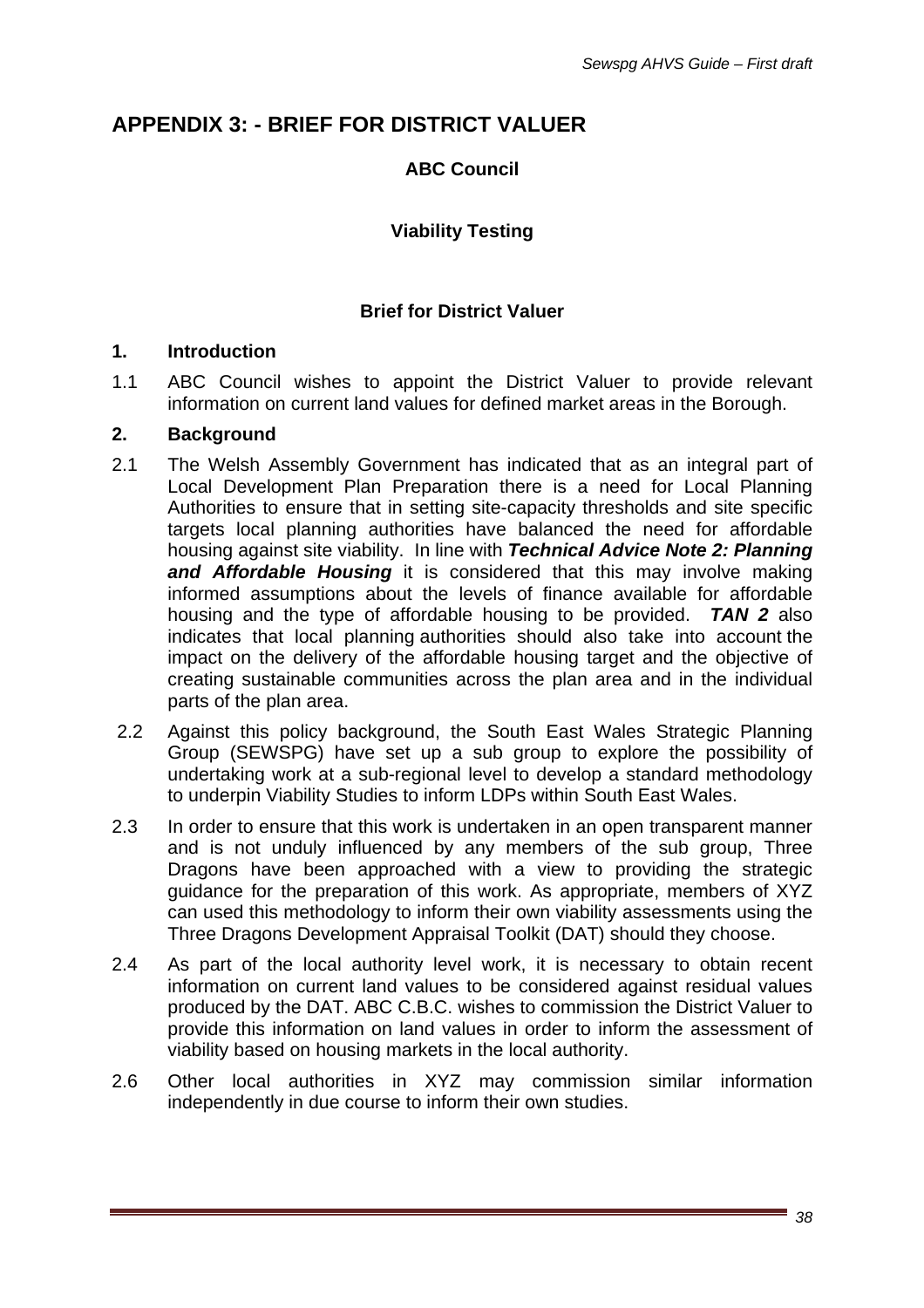# APPENDIX 3: - BRIEF FOR DISTRICT VALUER

**ABC Council**

**Viability Testing**

**Brief for District Valuer**

## 1. Introduction

1.1 ABC Council wishes to appoint the District Valuer to provide relevant information on current land values for defined market areas in the Borough.

## 2. Background

2.1 The Welsh Assembly Government has indicated that as an integral part of Local Development Plan Preparation there is a need for Local Planning Authorities to ensure that in setting site-capacity thresholds and site specific targets local planning authorities have balanced the need for affordable housing against site viability. In line with ***Technical Advice Note 2: Planning and Affordable Housing*** it is considered that this may involve making informed assumptions about the levels of finance available for affordable housing and the type of affordable housing to be provided. ***TAN 2*** also indicates that local planning authorities should also take into account the impact on the delivery of the affordable housing target and the objective of creating sustainable communities across the plan area and in the individual parts of the plan area.

2.2 Against this policy background, the South East Wales Strategic Planning Group (SEWSPG) have set up a sub group to explore the possibility of undertaking work at a sub-regional level to develop a standard methodology to underpin Viability Studies to inform LDPs within South East Wales.

2.3 In order to ensure that this work is undertaken in an open transparent manner and is not unduly influenced by any members of the sub group, Three Dragons have been approached with a view to providing the strategic guidance for the preparation of this work. As appropriate, members of XYZ can used this methodology to inform their own viability assessments using the Three Dragons Development Appraisal Toolkit (DAT) should they choose.

2.4 As part of the local authority level work, it is necessary to obtain recent information on current land values to be considered against residual values produced by the DAT. ABC C.B.C. wishes to commission the District Valuer to provide this information on land values in order to inform the assessment of viability based on housing markets in the local authority.

2.6 Other local authorities in XYZ may commission similar information independently in due course to inform their own studies.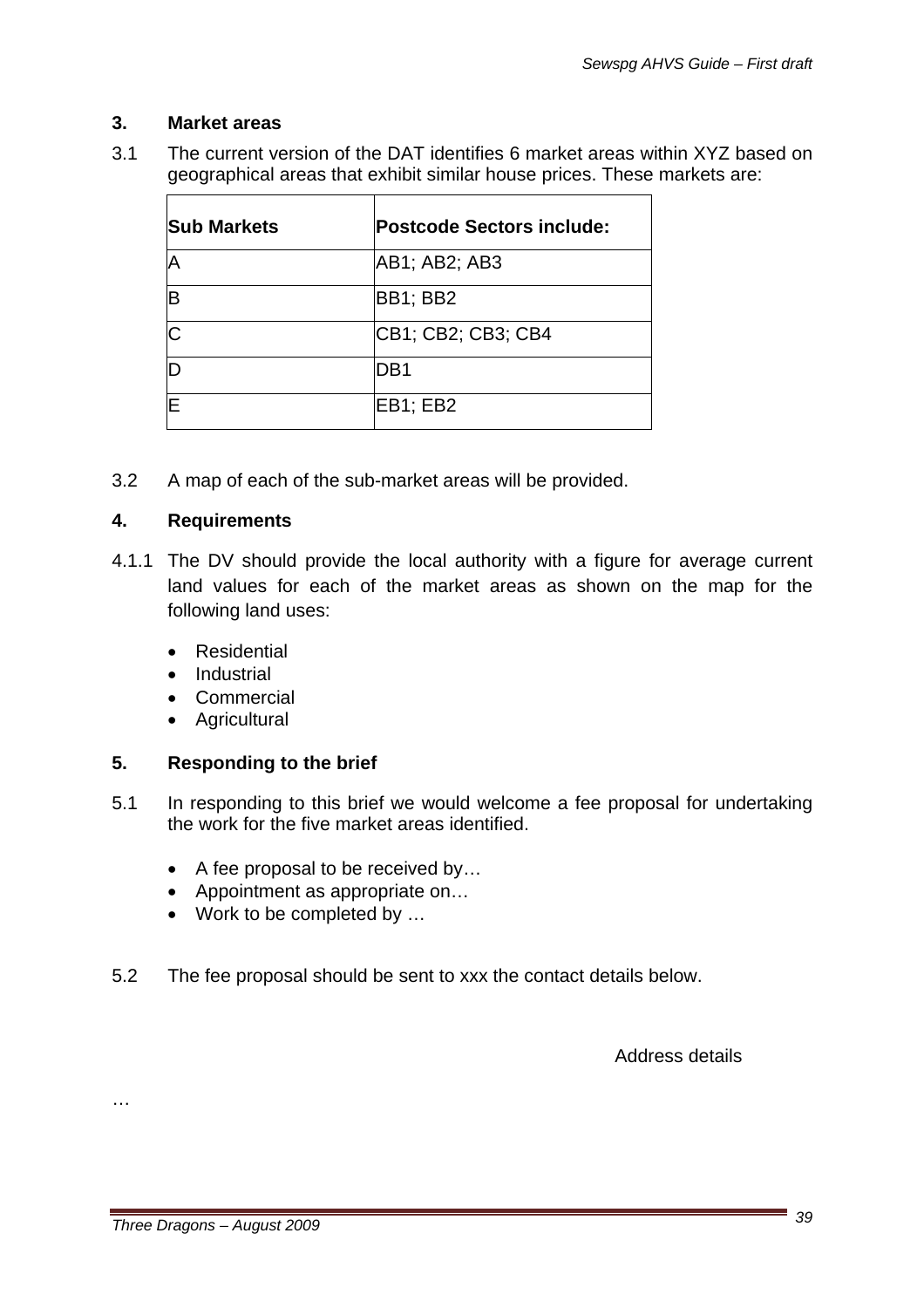## 3. Market areas

3.1 The current version of the DAT identifies 6 market areas within XYZ based on geographical areas that exhibit similar house prices. These markets are:

| Sub Markets | Postcode Sectors include: |
|---|---|
| A | AB1; AB2; AB3 |
| B | BB1; BB2 |
| C | CB1; CB2; CB3; CB4 |
| D | DB1 |
| E | EB1; EB2 |

3.2 A map of each of the sub-market areas will be provided.

## 4. Requirements

4.1.1 The DV should provide the local authority with a figure for average current land values for each of the market areas as shown on the map for the following land uses:

- Residential
- Industrial
- Commercial
- Agricultural

## 5. Responding to the brief

5.1 In responding to this brief we would welcome a fee proposal for undertaking the work for the five market areas identified.

- A fee proposal to be received by…
- Appointment as appropriate on…
- Work to be completed by …

5.2 The fee proposal should be sent to xxx the contact details below.

Address details

…